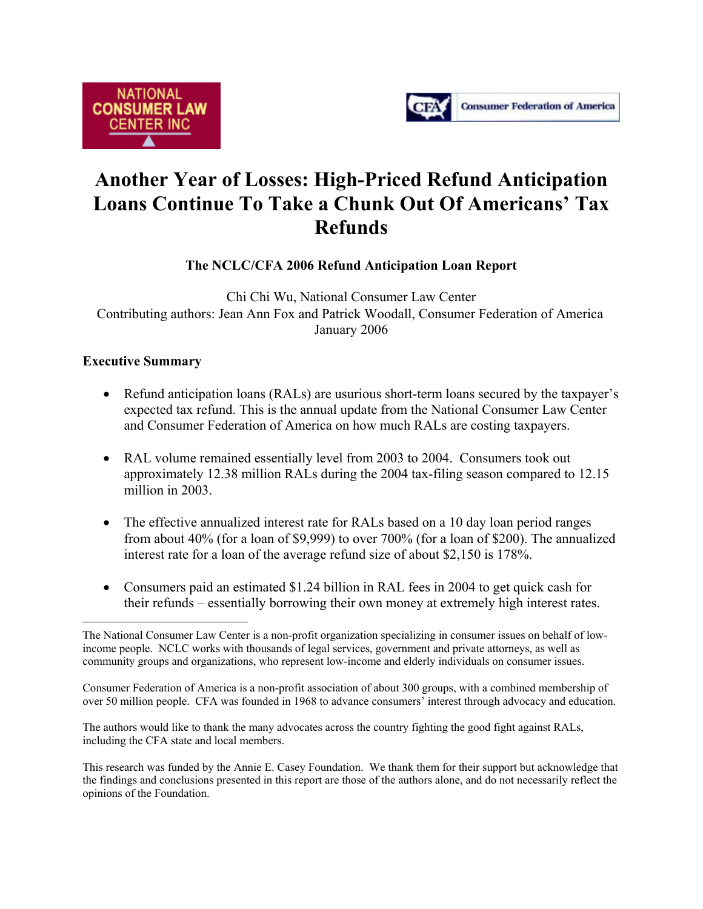NATIONAL CONSUMER LAW CENTER INC

CFA Consumer Federation of America

# Another Year of Losses: High-Priced Refund Anticipation Loans Continue To Take a Chunk Out Of Americans' Tax Refunds

**The NCLC/CFA 2006 Refund Anticipation Loan Report**

Chi Chi Wu, National Consumer Law Center
Contributing authors: Jean Ann Fox and Patrick Woodall, Consumer Federation of America
January 2006

## Executive Summary

- Refund anticipation loans (RALs) are usurious short-term loans secured by the taxpayer's expected tax refund. This is the annual update from the National Consumer Law Center and Consumer Federation of America on how much RALs are costing taxpayers.

- RAL volume remained essentially level from 2003 to 2004. Consumers took out approximately 12.38 million RALs during the 2004 tax-filing season compared to 12.15 million in 2003.

- The effective annualized interest rate for RALs based on a 10 day loan period ranges from about 40% (for a loan of $9,999) to over 700% (for a loan of $200). The annualized interest rate for a loan of the average refund size of about $2,150 is 178%.

- Consumers paid an estimated $1.24 billion in RAL fees in 2004 to get quick cash for their refunds – essentially borrowing their own money at extremely high interest rates.

---

The National Consumer Law Center is a non-profit organization specializing in consumer issues on behalf of low-income people. NCLC works with thousands of legal services, government and private attorneys, as well as community groups and organizations, who represent low-income and elderly individuals on consumer issues.

Consumer Federation of America is a non-profit association of about 300 groups, with a combined membership of over 50 million people. CFA was founded in 1968 to advance consumers' interest through advocacy and education.

The authors would like to thank the many advocates across the country fighting the good fight against RALs, including the CFA state and local members.

This research was funded by the Annie E. Casey Foundation. We thank them for their support but acknowledge that the findings and conclusions presented in this report are those of the authors alone, and do not necessarily reflect the opinions of the Foundation.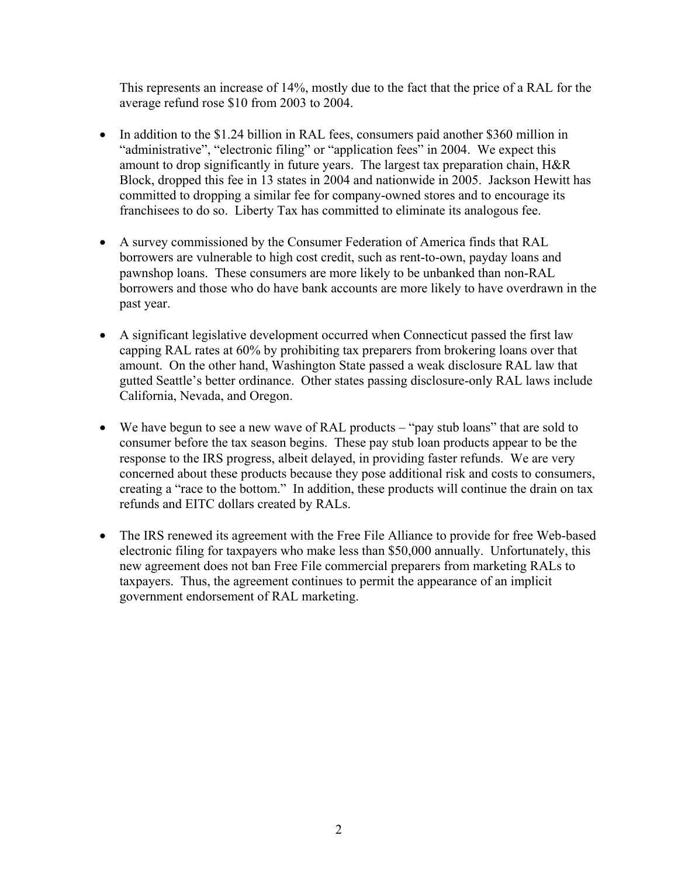This represents an increase of 14%, mostly due to the fact that the price of a RAL for the average refund rose $10 from 2003 to 2004.

- In addition to the $1.24 billion in RAL fees, consumers paid another $360 million in "administrative", "electronic filing" or "application fees" in 2004. We expect this amount to drop significantly in future years. The largest tax preparation chain, H&R Block, dropped this fee in 13 states in 2004 and nationwide in 2005. Jackson Hewitt has committed to dropping a similar fee for company-owned stores and to encourage its franchisees to do so. Liberty Tax has committed to eliminate its analogous fee.

- A survey commissioned by the Consumer Federation of America finds that RAL borrowers are vulnerable to high cost credit, such as rent-to-own, payday loans and pawnshop loans. These consumers are more likely to be unbanked than non-RAL borrowers and those who do have bank accounts are more likely to have overdrawn in the past year.

- A significant legislative development occurred when Connecticut passed the first law capping RAL rates at 60% by prohibiting tax preparers from brokering loans over that amount. On the other hand, Washington State passed a weak disclosure RAL law that gutted Seattle's better ordinance. Other states passing disclosure-only RAL laws include California, Nevada, and Oregon.

- We have begun to see a new wave of RAL products – "pay stub loans" that are sold to consumer before the tax season begins. These pay stub loan products appear to be the response to the IRS progress, albeit delayed, in providing faster refunds. We are very concerned about these products because they pose additional risk and costs to consumers, creating a "race to the bottom." In addition, these products will continue the drain on tax refunds and EITC dollars created by RALs.

- The IRS renewed its agreement with the Free File Alliance to provide for free Web-based electronic filing for taxpayers who make less than $50,000 annually. Unfortunately, this new agreement does not ban Free File commercial preparers from marketing RALs to taxpayers. Thus, the agreement continues to permit the appearance of an implicit government endorsement of RAL marketing.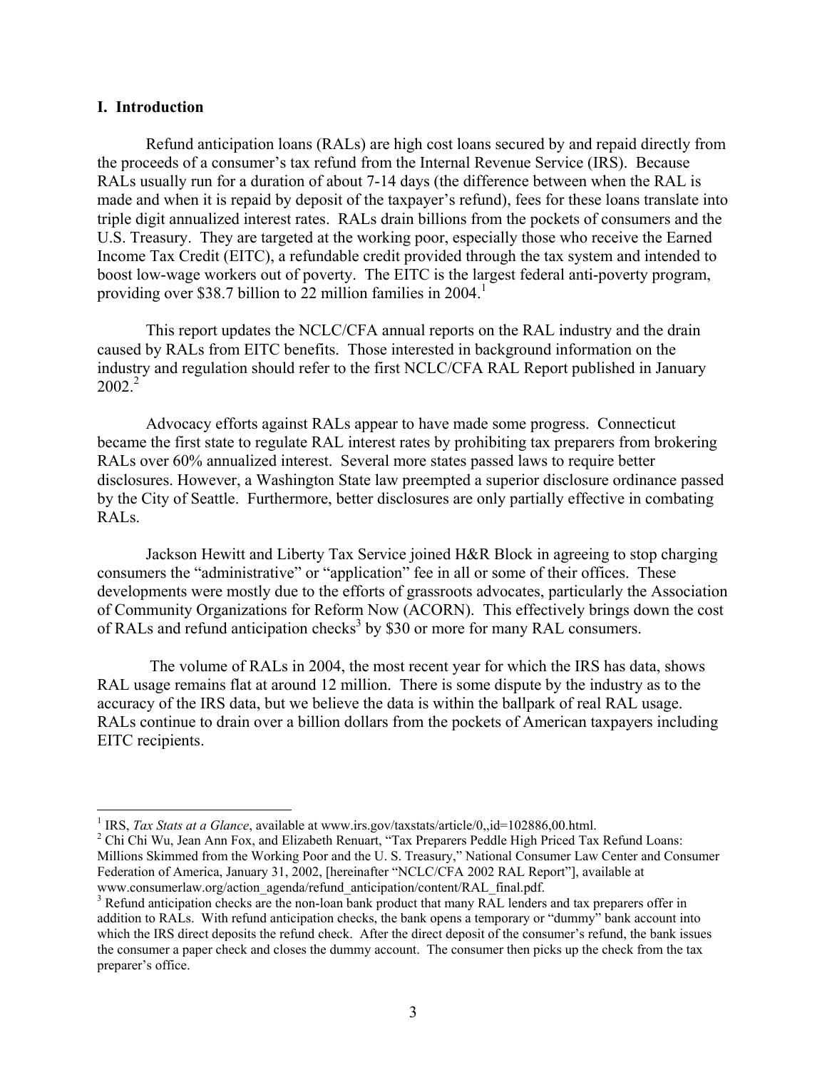## I. Introduction

Refund anticipation loans (RALs) are high cost loans secured by and repaid directly from the proceeds of a consumer's tax refund from the Internal Revenue Service (IRS). Because RALs usually run for a duration of about 7-14 days (the difference between when the RAL is made and when it is repaid by deposit of the taxpayer's refund), fees for these loans translate into triple digit annualized interest rates. RALs drain billions from the pockets of consumers and the U.S. Treasury. They are targeted at the working poor, especially those who receive the Earned Income Tax Credit (EITC), a refundable credit provided through the tax system and intended to boost low-wage workers out of poverty. The EITC is the largest federal anti-poverty program, providing over $38.7 billion to 22 million families in 2004.[1]

This report updates the NCLC/CFA annual reports on the RAL industry and the drain caused by RALs from EITC benefits. Those interested in background information on the industry and regulation should refer to the first NCLC/CFA RAL Report published in January 2002.[2]

Advocacy efforts against RALs appear to have made some progress. Connecticut became the first state to regulate RAL interest rates by prohibiting tax preparers from brokering RALs over 60% annualized interest. Several more states passed laws to require better disclosures. However, a Washington State law preempted a superior disclosure ordinance passed by the City of Seattle. Furthermore, better disclosures are only partially effective in combating RALs.

Jackson Hewitt and Liberty Tax Service joined H&R Block in agreeing to stop charging consumers the "administrative" or "application" fee in all or some of their offices. These developments were mostly due to the efforts of grassroots advocates, particularly the Association of Community Organizations for Reform Now (ACORN). This effectively brings down the cost of RALs and refund anticipation checks[3] by $30 or more for many RAL consumers.

The volume of RALs in 2004, the most recent year for which the IRS has data, shows RAL usage remains flat at around 12 million. There is some dispute by the industry as to the accuracy of the IRS data, but we believe the data is within the ballpark of real RAL usage. RALs continue to drain over a billion dollars from the pockets of American taxpayers including EITC recipients.

---

[1] IRS, *Tax Stats at a Glance*, available at www.irs.gov/taxstats/article/0,,id=102886,00.html.

[2] Chi Chi Wu, Jean Ann Fox, and Elizabeth Renuart, "Tax Preparers Peddle High Priced Tax Refund Loans: Millions Skimmed from the Working Poor and the U. S. Treasury," National Consumer Law Center and Consumer Federation of America, January 31, 2002, [hereinafter "NCLC/CFA 2002 RAL Report"], available at www.consumerlaw.org/action_agenda/refund_anticipation/content/RAL_final.pdf.

[3] Refund anticipation checks are the non-loan bank product that many RAL lenders and tax preparers offer in addition to RALs. With refund anticipation checks, the bank opens a temporary or "dummy" bank account into which the IRS direct deposits the refund check. After the direct deposit of the consumer's refund, the bank issues the consumer a paper check and closes the dummy account. The consumer then picks up the check from the tax preparer's office.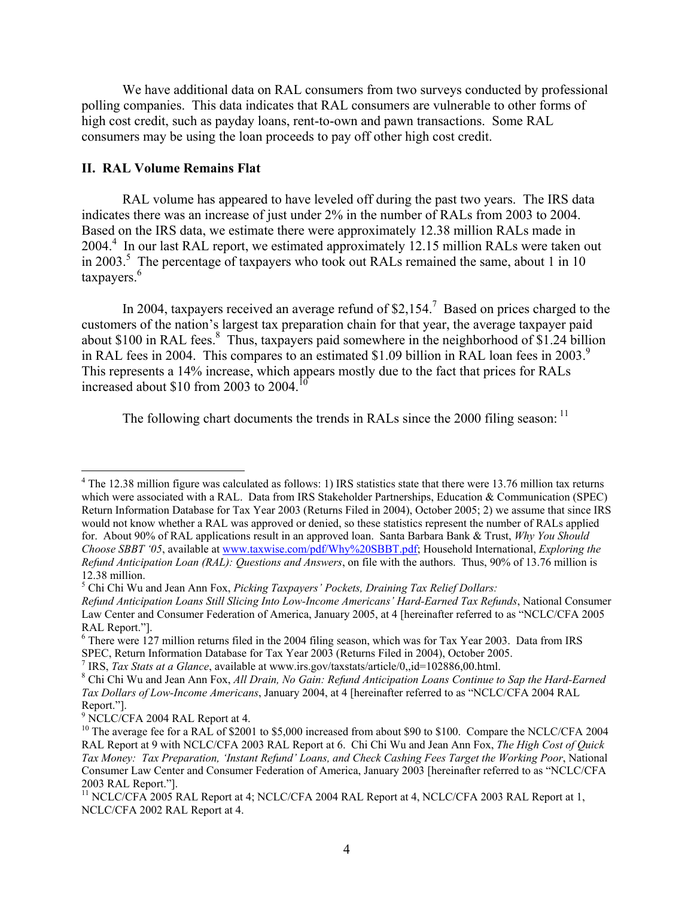We have additional data on RAL consumers from two surveys conducted by professional polling companies. This data indicates that RAL consumers are vulnerable to other forms of high cost credit, such as payday loans, rent-to-own and pawn transactions. Some RAL consumers may be using the loan proceeds to pay off other high cost credit.

## II. RAL Volume Remains Flat

RAL volume has appeared to have leveled off during the past two years. The IRS data indicates there was an increase of just under 2% in the number of RALs from 2003 to 2004. Based on the IRS data, we estimate there were approximately 12.38 million RALs made in 2004.[4] In our last RAL report, we estimated approximately 12.15 million RALs were taken out in 2003.[5] The percentage of taxpayers who took out RALs remained the same, about 1 in 10 taxpayers.[6]

In 2004, taxpayers received an average refund of $2,154.[7] Based on prices charged to the customers of the nation's largest tax preparation chain for that year, the average taxpayer paid about $100 in RAL fees.[8] Thus, taxpayers paid somewhere in the neighborhood of $1.24 billion in RAL fees in 2004. This compares to an estimated $1.09 billion in RAL loan fees in 2003.[9] This represents a 14% increase, which appears mostly due to the fact that prices for RALs increased about $10 from 2003 to 2004.[10]

The following chart documents the trends in RALs since the 2000 filing season:[11]

---

[4] The 12.38 million figure was calculated as follows: 1) IRS statistics state that there were 13.76 million tax returns which were associated with a RAL. Data from IRS Stakeholder Partnerships, Education & Communication (SPEC) Return Information Database for Tax Year 2003 (Returns Filed in 2004), October 2005; 2) we assume that since IRS would not know whether a RAL was approved or denied, so these statistics represent the number of RALs applied for. About 90% of RAL applications result in an approved loan. Santa Barbara Bank & Trust, *Why You Should Choose SBBT '05*, available at www.taxwise.com/pdf/Why%20SBBT.pdf; Household International, *Exploring the Refund Anticipation Loan (RAL): Questions and Answers*, on file with the authors. Thus, 90% of 13.76 million is 12.38 million.

[5] Chi Chi Wu and Jean Ann Fox, *Picking Taxpayers' Pockets, Draining Tax Relief Dollars: Refund Anticipation Loans Still Slicing Into Low-Income Americans' Hard-Earned Tax Refunds*, National Consumer Law Center and Consumer Federation of America, January 2005, at 4 [hereinafter referred to as "NCLC/CFA 2005 RAL Report."].

[6] There were 127 million returns filed in the 2004 filing season, which was for Tax Year 2003. Data from IRS SPEC, Return Information Database for Tax Year 2003 (Returns Filed in 2004), October 2005.

[7] IRS, *Tax Stats at a Glance*, available at www.irs.gov/taxstats/article/0,,id=102886,00.html.

[8] Chi Chi Wu and Jean Ann Fox, *All Drain, No Gain: Refund Anticipation Loans Continue to Sap the Hard-Earned Tax Dollars of Low-Income Americans*, January 2004, at 4 [hereinafter referred to as "NCLC/CFA 2004 RAL Report."].

[9] NCLC/CFA 2004 RAL Report at 4.

[10] The average fee for a RAL of $2001 to $5,000 increased from about $90 to $100. Compare the NCLC/CFA 2004 RAL Report at 9 with NCLC/CFA 2003 RAL Report at 6. Chi Chi Wu and Jean Ann Fox, *The High Cost of Quick Tax Money: Tax Preparation, 'Instant Refund' Loans, and Check Cashing Fees Target the Working Poor*, National Consumer Law Center and Consumer Federation of America, January 2003 [hereinafter referred to as "NCLC/CFA 2003 RAL Report."].

[11] NCLC/CFA 2005 RAL Report at 4; NCLC/CFA 2004 RAL Report at 4, NCLC/CFA 2003 RAL Report at 1, NCLC/CFA 2002 RAL Report at 4.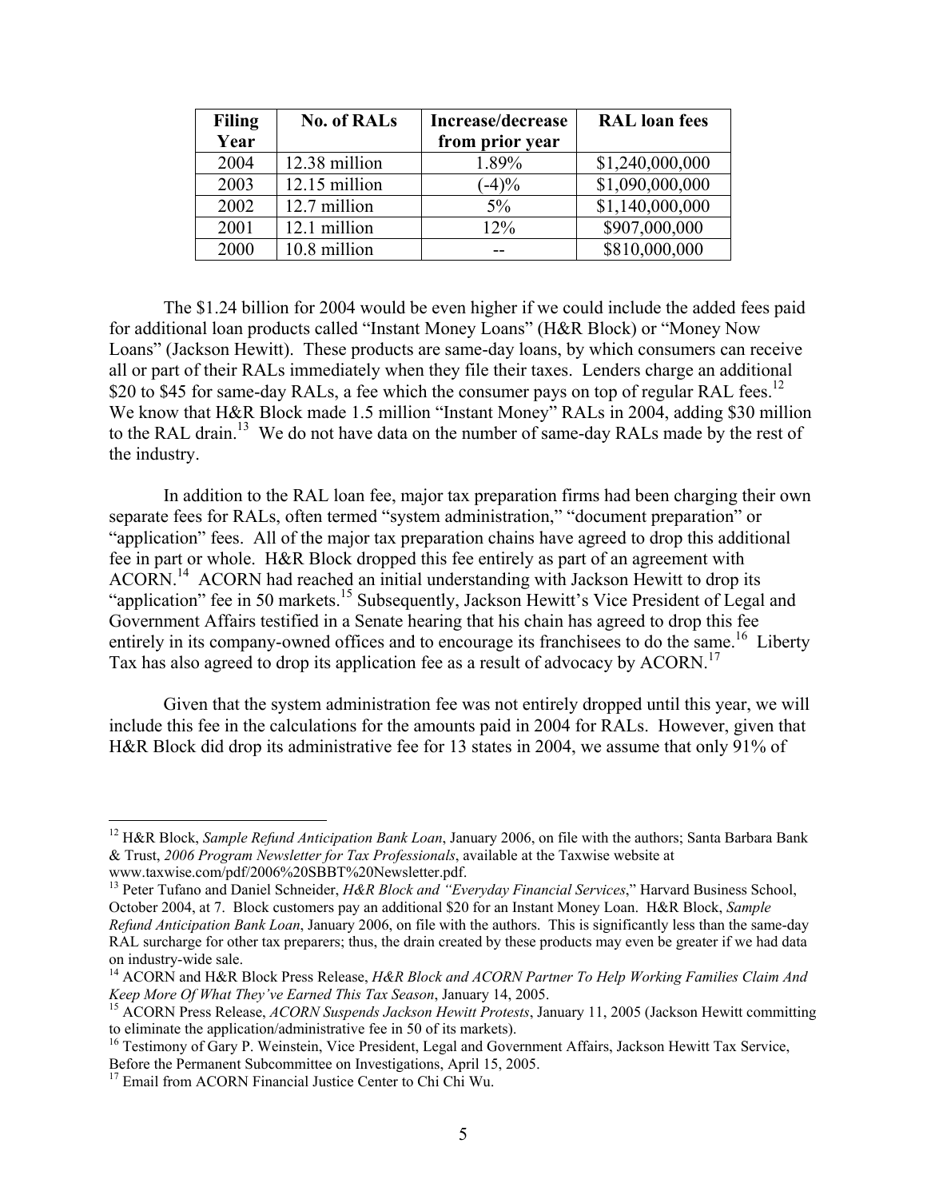| Filing Year | No. of RALs | Increase/decrease from prior year | RAL loan fees |
|---|---|---|---|
| 2004 | 12.38 million | 1.89% | $1,240,000,000 |
| 2003 | 12.15 million | (-4)% | $1,090,000,000 |
| 2002 | 12.7 million | 5% | $1,140,000,000 |
| 2001 | 12.1 million | 12% | $907,000,000 |
| 2000 | 10.8 million | -- | $810,000,000 |

The $1.24 billion for 2004 would be even higher if we could include the added fees paid for additional loan products called "Instant Money Loans" (H&R Block) or "Money Now Loans" (Jackson Hewitt). These products are same-day loans, by which consumers can receive all or part of their RALs immediately when they file their taxes. Lenders charge an additional $20 to $45 for same-day RALs, a fee which the consumer pays on top of regular RAL fees.[12] We know that H&R Block made 1.5 million "Instant Money" RALs in 2004, adding $30 million to the RAL drain.[13] We do not have data on the number of same-day RALs made by the rest of the industry.

In addition to the RAL loan fee, major tax preparation firms had been charging their own separate fees for RALs, often termed "system administration," "document preparation" or "application" fees. All of the major tax preparation chains have agreed to drop this additional fee in part or whole. H&R Block dropped this fee entirely as part of an agreement with ACORN.[14] ACORN had reached an initial understanding with Jackson Hewitt to drop its "application" fee in 50 markets.[15] Subsequently, Jackson Hewitt's Vice President of Legal and Government Affairs testified in a Senate hearing that his chain has agreed to drop this fee entirely in its company-owned offices and to encourage its franchisees to do the same.[16] Liberty Tax has also agreed to drop its application fee as a result of advocacy by ACORN.[17]

Given that the system administration fee was not entirely dropped until this year, we will include this fee in the calculations for the amounts paid in 2004 for RALs. However, given that H&R Block did drop its administrative fee for 13 states in 2004, we assume that only 91% of

---

[12] H&R Block, *Sample Refund Anticipation Bank Loan*, January 2006, on file with the authors; Santa Barbara Bank & Trust, *2006 Program Newsletter for Tax Professionals*, available at the Taxwise website at www.taxwise.com/pdf/2006%20SBBT%20Newsletter.pdf.

[13] Peter Tufano and Daniel Schneider, *H&R Block and "Everyday Financial Services*," Harvard Business School, October 2004, at 7. Block customers pay an additional $20 for an Instant Money Loan. H&R Block, *Sample Refund Anticipation Bank Loan*, January 2006, on file with the authors. This is significantly less than the same-day RAL surcharge for other tax preparers; thus, the drain created by these products may even be greater if we had data on industry-wide sale.

[14] ACORN and H&R Block Press Release, *H&R Block and ACORN Partner To Help Working Families Claim And Keep More Of What They've Earned This Tax Season*, January 14, 2005.

[15] ACORN Press Release, *ACORN Suspends Jackson Hewitt Protests*, January 11, 2005 (Jackson Hewitt committing to eliminate the application/administrative fee in 50 of its markets).

[16] Testimony of Gary P. Weinstein, Vice President, Legal and Government Affairs, Jackson Hewitt Tax Service, Before the Permanent Subcommittee on Investigations, April 15, 2005.

[17] Email from ACORN Financial Justice Center to Chi Chi Wu.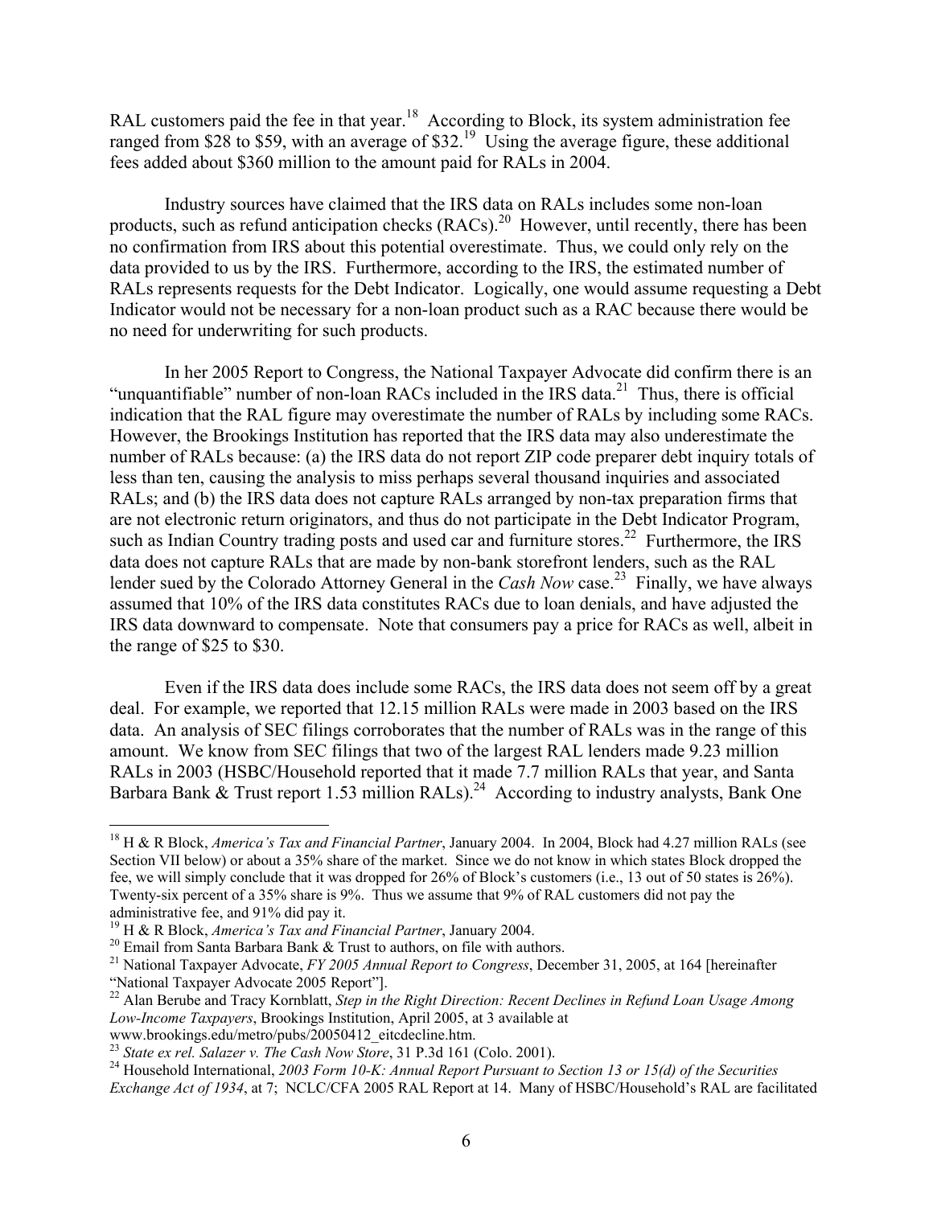RAL customers paid the fee in that year.[18] According to Block, its system administration fee ranged from $28 to $59, with an average of $32.[19] Using the average figure, these additional fees added about $360 million to the amount paid for RALs in 2004.

Industry sources have claimed that the IRS data on RALs includes some non-loan products, such as refund anticipation checks (RACs).[20] However, until recently, there has been no confirmation from IRS about this potential overestimate. Thus, we could only rely on the data provided to us by the IRS. Furthermore, according to the IRS, the estimated number of RALs represents requests for the Debt Indicator. Logically, one would assume requesting a Debt Indicator would not be necessary for a non-loan product such as a RAC because there would be no need for underwriting for such products.

In her 2005 Report to Congress, the National Taxpayer Advocate did confirm there is an "unquantifiable" number of non-loan RACs included in the IRS data.[21] Thus, there is official indication that the RAL figure may overestimate the number of RALs by including some RACs. However, the Brookings Institution has reported that the IRS data may also underestimate the number of RALs because: (a) the IRS data do not report ZIP code preparer debt inquiry totals of less than ten, causing the analysis to miss perhaps several thousand inquiries and associated RALs; and (b) the IRS data does not capture RALs arranged by non-tax preparation firms that are not electronic return originators, and thus do not participate in the Debt Indicator Program, such as Indian Country trading posts and used car and furniture stores.[22] Furthermore, the IRS data does not capture RALs that are made by non-bank storefront lenders, such as the RAL lender sued by the Colorado Attorney General in the *Cash Now* case.[23] Finally, we have always assumed that 10% of the IRS data constitutes RACs due to loan denials, and have adjusted the IRS data downward to compensate. Note that consumers pay a price for RACs as well, albeit in the range of $25 to $30.

Even if the IRS data does include some RACs, the IRS data does not seem off by a great deal. For example, we reported that 12.15 million RALs were made in 2003 based on the IRS data. An analysis of SEC filings corroborates that the number of RALs was in the range of this amount. We know from SEC filings that two of the largest RAL lenders made 9.23 million RALs in 2003 (HSBC/Household reported that it made 7.7 million RALs that year, and Santa Barbara Bank & Trust report 1.53 million RALs).[24] According to industry analysts, Bank One

---

[18] H & R Block, *America's Tax and Financial Partner*, January 2004. In 2004, Block had 4.27 million RALs (see Section VII below) or about a 35% share of the market. Since we do not know in which states Block dropped the fee, we will simply conclude that it was dropped for 26% of Block's customers (i.e., 13 out of 50 states is 26%). Twenty-six percent of a 35% share is 9%. Thus we assume that 9% of RAL customers did not pay the administrative fee, and 91% did pay it.

[19] H & R Block, *America's Tax and Financial Partner*, January 2004.

[20] Email from Santa Barbara Bank & Trust to authors, on file with authors.

[21] National Taxpayer Advocate, *FY 2005 Annual Report to Congress*, December 31, 2005, at 164 [hereinafter "National Taxpayer Advocate 2005 Report"].

[22] Alan Berube and Tracy Kornblatt, *Step in the Right Direction: Recent Declines in Refund Loan Usage Among Low-Income Taxpayers*, Brookings Institution, April 2005, at 3 available at www.brookings.edu/metro/pubs/20050412_eitcdecline.htm.

[23] *State ex rel. Salazer v. The Cash Now Store*, 31 P.3d 161 (Colo. 2001).

[24] Household International, *2003 Form 10-K: Annual Report Pursuant to Section 13 or 15(d) of the Securities Exchange Act of 1934*, at 7; NCLC/CFA 2005 RAL Report at 14. Many of HSBC/Household's RAL are facilitated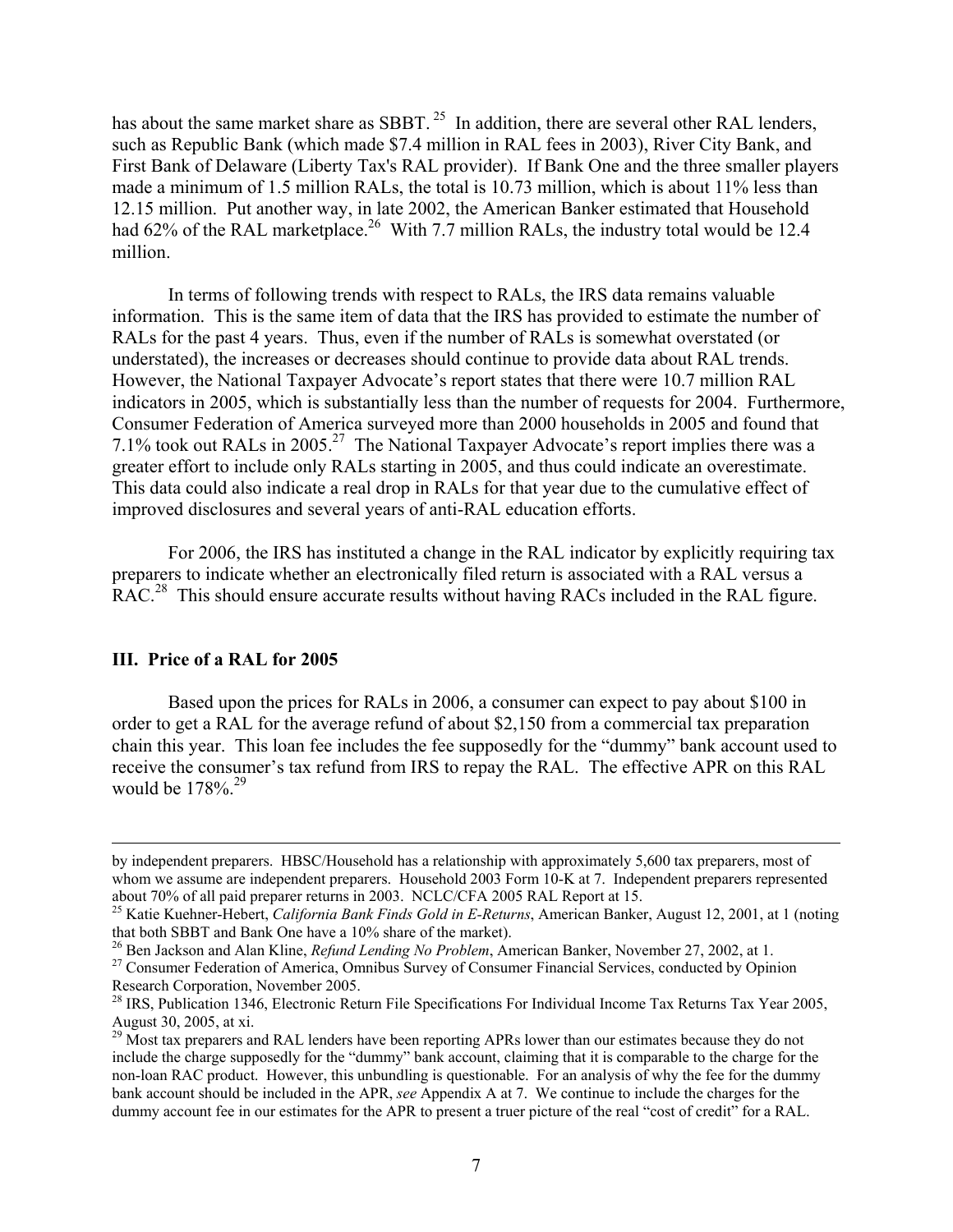has about the same market share as SBBT.[25] In addition, there are several other RAL lenders, such as Republic Bank (which made $7.4 million in RAL fees in 2003), River City Bank, and First Bank of Delaware (Liberty Tax's RAL provider). If Bank One and the three smaller players made a minimum of 1.5 million RALs, the total is 10.73 million, which is about 11% less than 12.15 million. Put another way, in late 2002, the American Banker estimated that Household had 62% of the RAL marketplace.[26] With 7.7 million RALs, the industry total would be 12.4 million.

In terms of following trends with respect to RALs, the IRS data remains valuable information. This is the same item of data that the IRS has provided to estimate the number of RALs for the past 4 years. Thus, even if the number of RALs is somewhat overstated (or understated), the increases or decreases should continue to provide data about RAL trends. However, the National Taxpayer Advocate's report states that there were 10.7 million RAL indicators in 2005, which is substantially less than the number of requests for 2004. Furthermore, Consumer Federation of America surveyed more than 2000 households in 2005 and found that 7.1% took out RALs in 2005.[27] The National Taxpayer Advocate's report implies there was a greater effort to include only RALs starting in 2005, and thus could indicate an overestimate. This data could also indicate a real drop in RALs for that year due to the cumulative effect of improved disclosures and several years of anti-RAL education efforts.

For 2006, the IRS has instituted a change in the RAL indicator by explicitly requiring tax preparers to indicate whether an electronically filed return is associated with a RAL versus a RAC.[28] This should ensure accurate results without having RACs included in the RAL figure.

## III. Price of a RAL for 2005

Based upon the prices for RALs in 2006, a consumer can expect to pay about $100 in order to get a RAL for the average refund of about $2,150 from a commercial tax preparation chain this year. This loan fee includes the fee supposedly for the "dummy" bank account used to receive the consumer's tax refund from IRS to repay the RAL. The effective APR on this RAL would be 178%.[29]

---

by independent preparers. HBSC/Household has a relationship with approximately 5,600 tax preparers, most of whom we assume are independent preparers. Household 2003 Form 10-K at 7. Independent preparers represented about 70% of all paid preparer returns in 2003. NCLC/CFA 2005 RAL Report at 15.

[25] Katie Kuehner-Hebert, *California Bank Finds Gold in E-Returns*, American Banker, August 12, 2001, at 1 (noting that both SBBT and Bank One have a 10% share of the market).

[26] Ben Jackson and Alan Kline, *Refund Lending No Problem*, American Banker, November 27, 2002, at 1.

[27] Consumer Federation of America, Omnibus Survey of Consumer Financial Services, conducted by Opinion Research Corporation, November 2005.

[28] IRS, Publication 1346, Electronic Return File Specifications For Individual Income Tax Returns Tax Year 2005, August 30, 2005, at xi.

[29] Most tax preparers and RAL lenders have been reporting APRs lower than our estimates because they do not include the charge supposedly for the "dummy" bank account, claiming that it is comparable to the charge for the non-loan RAC product. However, this unbundling is questionable. For an analysis of why the fee for the dummy bank account should be included in the APR, *see* Appendix A at 7. We continue to include the charges for the dummy account fee in our estimates for the APR to present a truer picture of the real "cost of credit" for a RAL.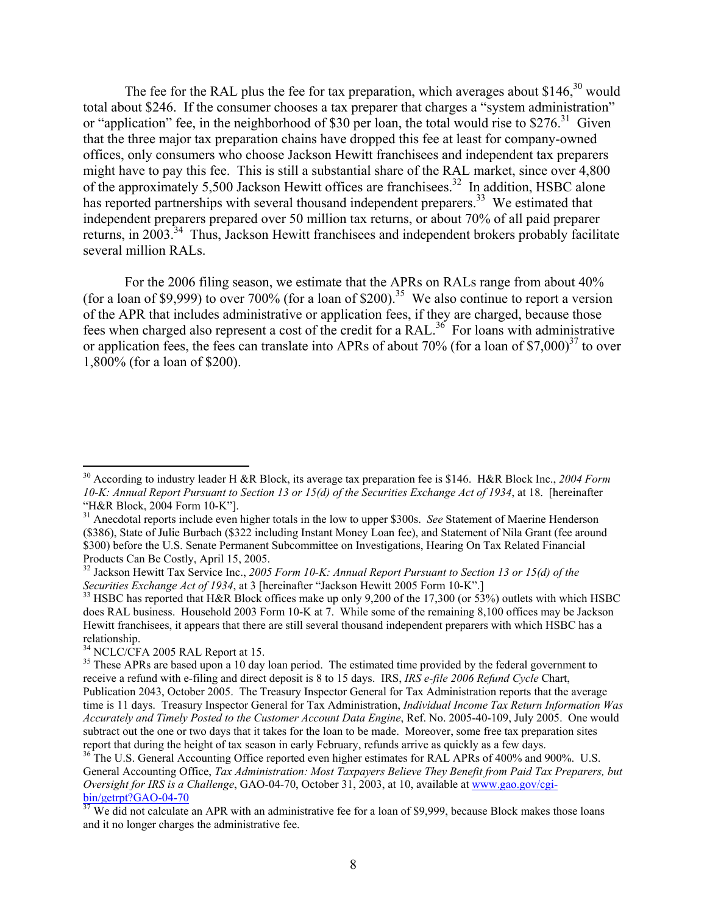The fee for the RAL plus the fee for tax preparation, which averages about $146,[30] would total about $246. If the consumer chooses a tax preparer that charges a "system administration" or "application" fee, in the neighborhood of $30 per loan, the total would rise to $276.[31] Given that the three major tax preparation chains have dropped this fee at least for company-owned offices, only consumers who choose Jackson Hewitt franchisees and independent tax preparers might have to pay this fee. This is still a substantial share of the RAL market, since over 4,800 of the approximately 5,500 Jackson Hewitt offices are franchisees.[32] In addition, HSBC alone has reported partnerships with several thousand independent preparers.[33] We estimated that independent preparers prepared over 50 million tax returns, or about 70% of all paid preparer returns, in 2003.[34] Thus, Jackson Hewitt franchisees and independent brokers probably facilitate several million RALs.

For the 2006 filing season, we estimate that the APRs on RALs range from about 40% (for a loan of $9,999) to over 700% (for a loan of $200).[35] We also continue to report a version of the APR that includes administrative or application fees, if they are charged, because those fees when charged also represent a cost of the credit for a RAL.[36] For loans with administrative or application fees, the fees can translate into APRs of about 70% (for a loan of $7,000)[37] to over 1,800% (for a loan of $200).

---

[30] According to industry leader H &R Block, its average tax preparation fee is $146. H&R Block Inc., *2004 Form 10-K: Annual Report Pursuant to Section 13 or 15(d) of the Securities Exchange Act of 1934*, at 18. [hereinafter "H&R Block, 2004 Form 10-K"].

[31] Anecdotal reports include even higher totals in the low to upper $300s. *See* Statement of Maerine Henderson ($386), State of Julie Burbach ($322 including Instant Money Loan fee), and Statement of Nila Grant (fee around $300) before the U.S. Senate Permanent Subcommittee on Investigations, Hearing On Tax Related Financial Products Can Be Costly, April 15, 2005.

[32] Jackson Hewitt Tax Service Inc., *2005 Form 10-K: Annual Report Pursuant to Section 13 or 15(d) of the Securities Exchange Act of 1934*, at 3 [hereinafter "Jackson Hewitt 2005 Form 10-K".]

[33] HSBC has reported that H&R Block offices make up only 9,200 of the 17,300 (or 53%) outlets with which HSBC does RAL business. Household 2003 Form 10-K at 7. While some of the remaining 8,100 offices may be Jackson Hewitt franchisees, it appears that there are still several thousand independent preparers with which HSBC has a relationship.

[34] NCLC/CFA 2005 RAL Report at 15.

[35] These APRs are based upon a 10 day loan period. The estimated time provided by the federal government to receive a refund with e-filing and direct deposit is 8 to 15 days. IRS, *IRS e-file 2006 Refund Cycle* Chart, Publication 2043, October 2005. The Treasury Inspector General for Tax Administration reports that the average time is 11 days. Treasury Inspector General for Tax Administration, *Individual Income Tax Return Information Was Accurately and Timely Posted to the Customer Account Data Engine*, Ref. No. 2005-40-109, July 2005. One would subtract out the one or two days that it takes for the loan to be made. Moreover, some free tax preparation sites report that during the height of tax season in early February, refunds arrive as quickly as a few days.

[36] The U.S. General Accounting Office reported even higher estimates for RAL APRs of 400% and 900%. U.S. General Accounting Office, *Tax Administration: Most Taxpayers Believe They Benefit from Paid Tax Preparers, but Oversight for IRS is a Challenge*, GAO-04-70, October 31, 2003, at 10, available at www.gao.gov/cgi-bin/getrpt?GAO-04-70

[37] We did not calculate an APR with an administrative fee for a loan of $9,999, because Block makes those loans and it no longer charges the administrative fee.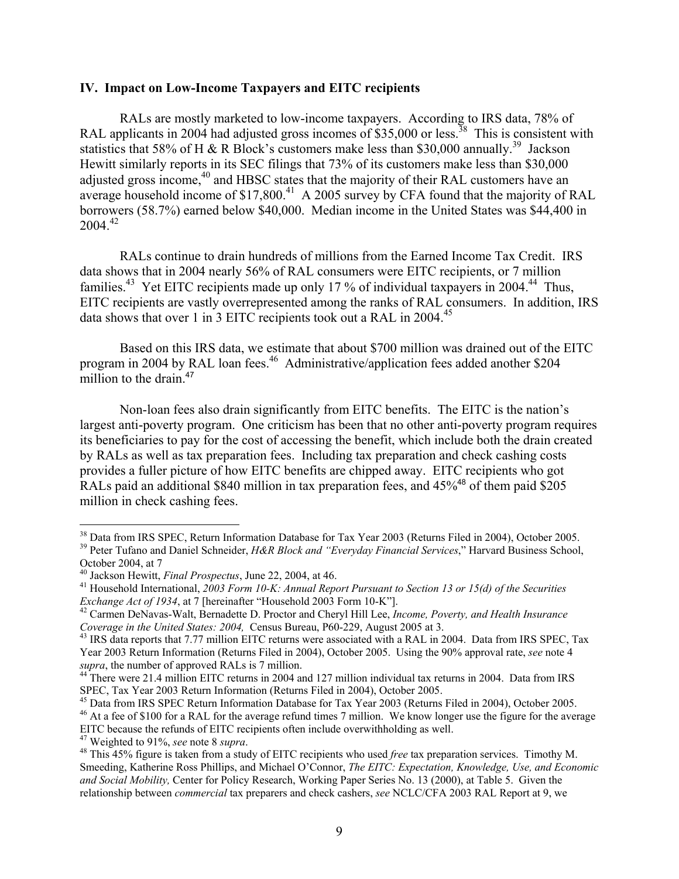### IV. Impact on Low-Income Taxpayers and EITC recipients

RALs are mostly marketed to low-income taxpayers. According to IRS data, 78% of RAL applicants in 2004 had adjusted gross incomes of $35,000 or less.[38] This is consistent with statistics that 58% of H & R Block's customers make less than $30,000 annually.[39] Jackson Hewitt similarly reports in its SEC filings that 73% of its customers make less than $30,000 adjusted gross income,[40] and HBSC states that the majority of their RAL customers have an average household income of $17,800.[41] A 2005 survey by CFA found that the majority of RAL borrowers (58.7%) earned below $40,000. Median income in the United States was $44,400 in 2004.[42]

RALs continue to drain hundreds of millions from the Earned Income Tax Credit. IRS data shows that in 2004 nearly 56% of RAL consumers were EITC recipients, or 7 million families.[43] Yet EITC recipients made up only 17 % of individual taxpayers in 2004.[44] Thus, EITC recipients are vastly overrepresented among the ranks of RAL consumers. In addition, IRS data shows that over 1 in 3 EITC recipients took out a RAL in 2004.[45]

Based on this IRS data, we estimate that about $700 million was drained out of the EITC program in 2004 by RAL loan fees.[46] Administrative/application fees added another $204 million to the drain.[47]

Non-loan fees also drain significantly from EITC benefits. The EITC is the nation's largest anti-poverty program. One criticism has been that no other anti-poverty program requires its beneficiaries to pay for the cost of accessing the benefit, which include both the drain created by RALs as well as tax preparation fees. Including tax preparation and check cashing costs provides a fuller picture of how EITC benefits are chipped away. EITC recipients who got RALs paid an additional $840 million in tax preparation fees, and 45%[48] of them paid $205 million in check cashing fees.

---

[38] Data from IRS SPEC, Return Information Database for Tax Year 2003 (Returns Filed in 2004), October 2005.

[39] Peter Tufano and Daniel Schneider, *H&R Block and "Everyday Financial Services*," Harvard Business School, October 2004, at 7

[40] Jackson Hewitt, *Final Prospectus*, June 22, 2004, at 46.

[41] Household International, *2003 Form 10-K: Annual Report Pursuant to Section 13 or 15(d) of the Securities Exchange Act of 1934*, at 7 [hereinafter "Household 2003 Form 10-K"].

[42] Carmen DeNavas-Walt, Bernadette D. Proctor and Cheryl Hill Lee, *Income, Poverty, and Health Insurance Coverage in the United States: 2004,* Census Bureau, P60-229, August 2005 at 3.

[43] IRS data reports that 7.77 million EITC returns were associated with a RAL in 2004. Data from IRS SPEC, Tax Year 2003 Return Information (Returns Filed in 2004), October 2005. Using the 90% approval rate, *see* note 4 *supra*, the number of approved RALs is 7 million.

[44] There were 21.4 million EITC returns in 2004 and 127 million individual tax returns in 2004. Data from IRS SPEC, Tax Year 2003 Return Information (Returns Filed in 2004), October 2005.

[45] Data from IRS SPEC Return Information Database for Tax Year 2003 (Returns Filed in 2004), October 2005.

[46] At a fee of $100 for a RAL for the average refund times 7 million. We know longer use the figure for the average EITC because the refunds of EITC recipients often include overwithholding as well.

[47] Weighted to 91%, *see* note 8 *supra*.

[48] This 45% figure is taken from a study of EITC recipients who used *free* tax preparation services. Timothy M. Smeeding, Katherine Ross Phillips, and Michael O'Connor, *The EITC: Expectation, Knowledge, Use, and Economic and Social Mobility,* Center for Policy Research, Working Paper Series No. 13 (2000), at Table 5. Given the relationship between *commercial* tax preparers and check cashers, *see* NCLC/CFA 2003 RAL Report at 9, we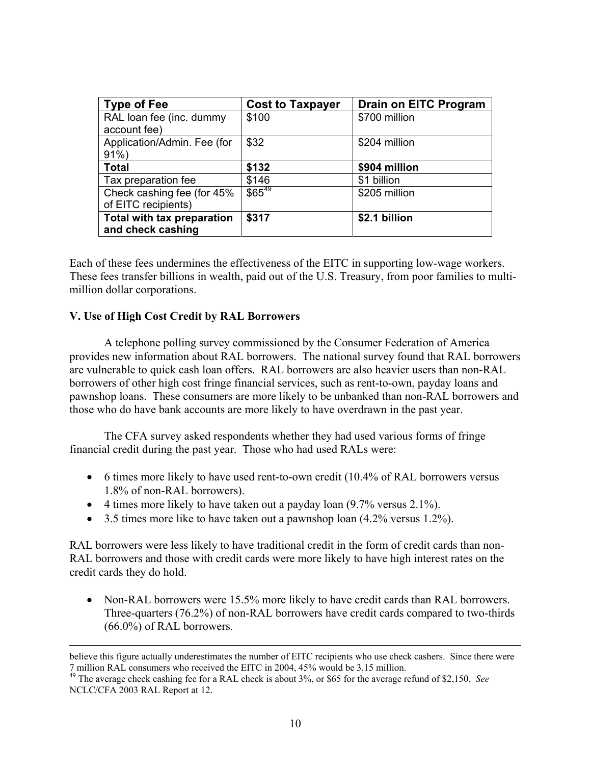| Type of Fee | Cost to Taxpayer | Drain on EITC Program |
|---|---|---|
| RAL loan fee (inc. dummy account fee) | $100 | $700 million |
| Application/Admin. Fee (for 91%) | $32 | $204 million |
| **Total** | **$132** | **$904 million** |
| Tax preparation fee | $146 | $1 billion |
| Check cashing fee (for 45% of EITC recipients) | $65[49] | $205 million |
| **Total with tax preparation and check cashing** | **$317** | **$2.1 billion** |

Each of these fees undermines the effectiveness of the EITC in supporting low-wage workers. These fees transfer billions in wealth, paid out of the U.S. Treasury, from poor families to multi-million dollar corporations.

**V. Use of High Cost Credit by RAL Borrowers**

A telephone polling survey commissioned by the Consumer Federation of America provides new information about RAL borrowers. The national survey found that RAL borrowers are vulnerable to quick cash loan offers. RAL borrowers are also heavier users than non-RAL borrowers of other high cost fringe financial services, such as rent-to-own, payday loans and pawnshop loans. These consumers are more likely to be unbanked than non-RAL borrowers and those who do have bank accounts are more likely to have overdrawn in the past year.

The CFA survey asked respondents whether they had used various forms of fringe financial credit during the past year. Those who had used RALs were:

- 6 times more likely to have used rent-to-own credit (10.4% of RAL borrowers versus 1.8% of non-RAL borrowers).
- 4 times more likely to have taken out a payday loan (9.7% versus 2.1%).
- 3.5 times more like to have taken out a pawnshop loan (4.2% versus 1.2%).

RAL borrowers were less likely to have traditional credit in the form of credit cards than non-RAL borrowers and those with credit cards were more likely to have high interest rates on the credit cards they do hold.

- Non-RAL borrowers were 15.5% more likely to have credit cards than RAL borrowers. Three-quarters (76.2%) of non-RAL borrowers have credit cards compared to two-thirds (66.0%) of RAL borrowers.

---

believe this figure actually underestimates the number of EITC recipients who use check cashers. Since there were 7 million RAL consumers who received the EITC in 2004, 45% would be 3.15 million.

[49] The average check cashing fee for a RAL check is about 3%, or $65 for the average refund of $2,150. *See* NCLC/CFA 2003 RAL Report at 12.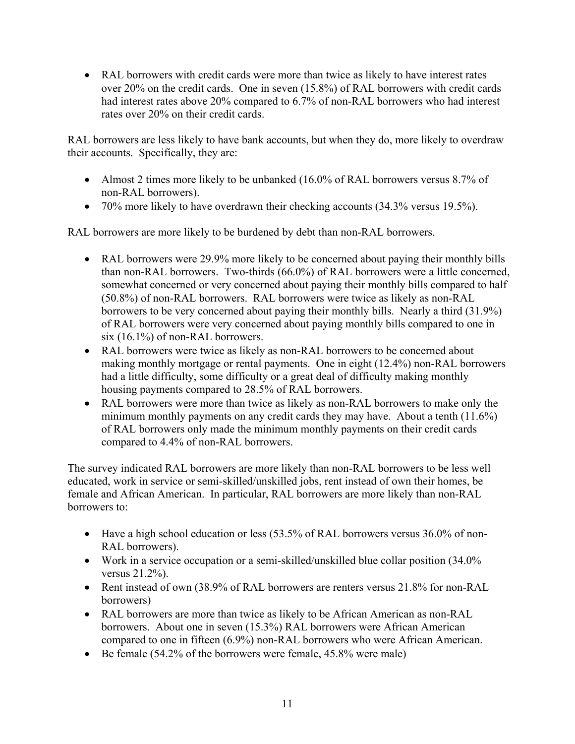- RAL borrowers with credit cards were more than twice as likely to have interest rates over 20% on the credit cards. One in seven (15.8%) of RAL borrowers with credit cards had interest rates above 20% compared to 6.7% of non-RAL borrowers who had interest rates over 20% on their credit cards.

RAL borrowers are less likely to have bank accounts, but when they do, more likely to overdraw their accounts. Specifically, they are:

- Almost 2 times more likely to be unbanked (16.0% of RAL borrowers versus 8.7% of non-RAL borrowers).
- 70% more likely to have overdrawn their checking accounts (34.3% versus 19.5%).

RAL borrowers are more likely to be burdened by debt than non-RAL borrowers.

- RAL borrowers were 29.9% more likely to be concerned about paying their monthly bills than non-RAL borrowers. Two-thirds (66.0%) of RAL borrowers were a little concerned, somewhat concerned or very concerned about paying their monthly bills compared to half (50.8%) of non-RAL borrowers. RAL borrowers were twice as likely as non-RAL borrowers to be very concerned about paying their monthly bills. Nearly a third (31.9%) of RAL borrowers were very concerned about paying monthly bills compared to one in six (16.1%) of non-RAL borrowers.
- RAL borrowers were twice as likely as non-RAL borrowers to be concerned about making monthly mortgage or rental payments. One in eight (12.4%) non-RAL borrowers had a little difficulty, some difficulty or a great deal of difficulty making monthly housing payments compared to 28.5% of RAL borrowers.
- RAL borrowers were more than twice as likely as non-RAL borrowers to make only the minimum monthly payments on any credit cards they may have. About a tenth (11.6%) of RAL borrowers only made the minimum monthly payments on their credit cards compared to 4.4% of non-RAL borrowers.

The survey indicated RAL borrowers are more likely than non-RAL borrowers to be less well educated, work in service or semi-skilled/unskilled jobs, rent instead of own their homes, be female and African American. In particular, RAL borrowers are more likely than non-RAL borrowers to:

- Have a high school education or less (53.5% of RAL borrowers versus 36.0% of non-RAL borrowers).
- Work in a service occupation or a semi-skilled/unskilled blue collar position (34.0% versus 21.2%).
- Rent instead of own (38.9% of RAL borrowers are renters versus 21.8% for non-RAL borrowers)
- RAL borrowers are more than twice as likely to be African American as non-RAL borrowers. About one in seven (15.3%) RAL borrowers were African American compared to one in fifteen (6.9%) non-RAL borrowers who were African American.
- Be female (54.2% of the borrowers were female, 45.8% were male)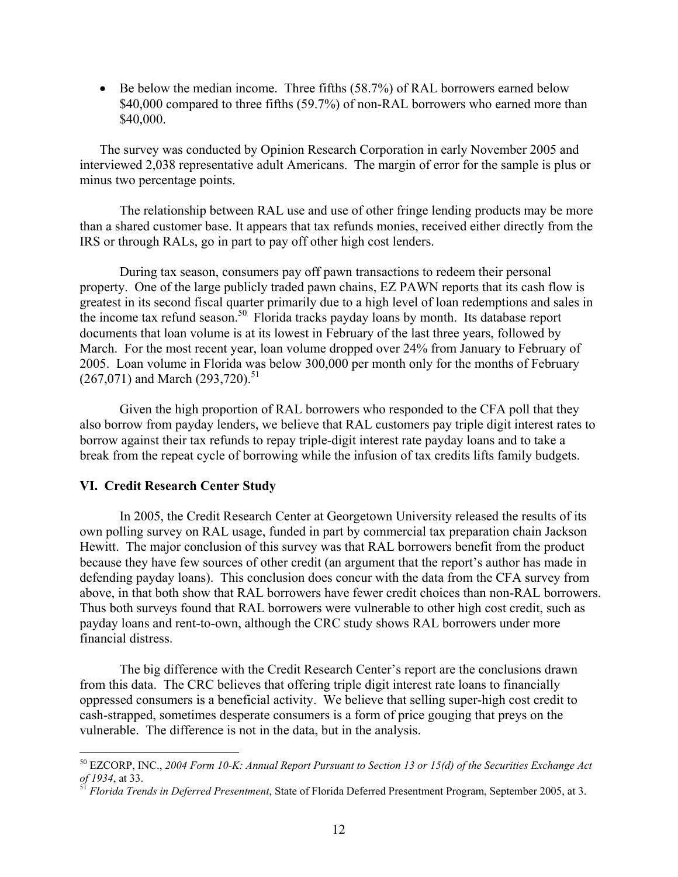- Be below the median income. Three fifths (58.7%) of RAL borrowers earned below $40,000 compared to three fifths (59.7%) of non-RAL borrowers who earned more than $40,000.

The survey was conducted by Opinion Research Corporation in early November 2005 and interviewed 2,038 representative adult Americans. The margin of error for the sample is plus or minus two percentage points.

The relationship between RAL use and use of other fringe lending products may be more than a shared customer base. It appears that tax refunds monies, received either directly from the IRS or through RALs, go in part to pay off other high cost lenders.

During tax season, consumers pay off pawn transactions to redeem their personal property. One of the large publicly traded pawn chains, EZ PAWN reports that its cash flow is greatest in its second fiscal quarter primarily due to a high level of loan redemptions and sales in the income tax refund season.[50] Florida tracks payday loans by month. Its database report documents that loan volume is at its lowest in February of the last three years, followed by March. For the most recent year, loan volume dropped over 24% from January to February of 2005. Loan volume in Florida was below 300,000 per month only for the months of February (267,071) and March (293,720).[51]

Given the high proportion of RAL borrowers who responded to the CFA poll that they also borrow from payday lenders, we believe that RAL customers pay triple digit interest rates to borrow against their tax refunds to repay triple-digit interest rate payday loans and to take a break from the repeat cycle of borrowing while the infusion of tax credits lifts family budgets.

## VI. Credit Research Center Study

In 2005, the Credit Research Center at Georgetown University released the results of its own polling survey on RAL usage, funded in part by commercial tax preparation chain Jackson Hewitt. The major conclusion of this survey was that RAL borrowers benefit from the product because they have few sources of other credit (an argument that the report's author has made in defending payday loans). This conclusion does concur with the data from the CFA survey from above, in that both show that RAL borrowers have fewer credit choices than non-RAL borrowers. Thus both surveys found that RAL borrowers were vulnerable to other high cost credit, such as payday loans and rent-to-own, although the CRC study shows RAL borrowers under more financial distress.

The big difference with the Credit Research Center's report are the conclusions drawn from this data. The CRC believes that offering triple digit interest rate loans to financially oppressed consumers is a beneficial activity. We believe that selling super-high cost credit to cash-strapped, sometimes desperate consumers is a form of price gouging that preys on the vulnerable. The difference is not in the data, but in the analysis.

---

[50] EZCORP, INC., *2004 Form 10-K: Annual Report Pursuant to Section 13 or 15(d) of the Securities Exchange Act of 1934*, at 33.

[51] *Florida Trends in Deferred Presentment*, State of Florida Deferred Presentment Program, September 2005, at 3.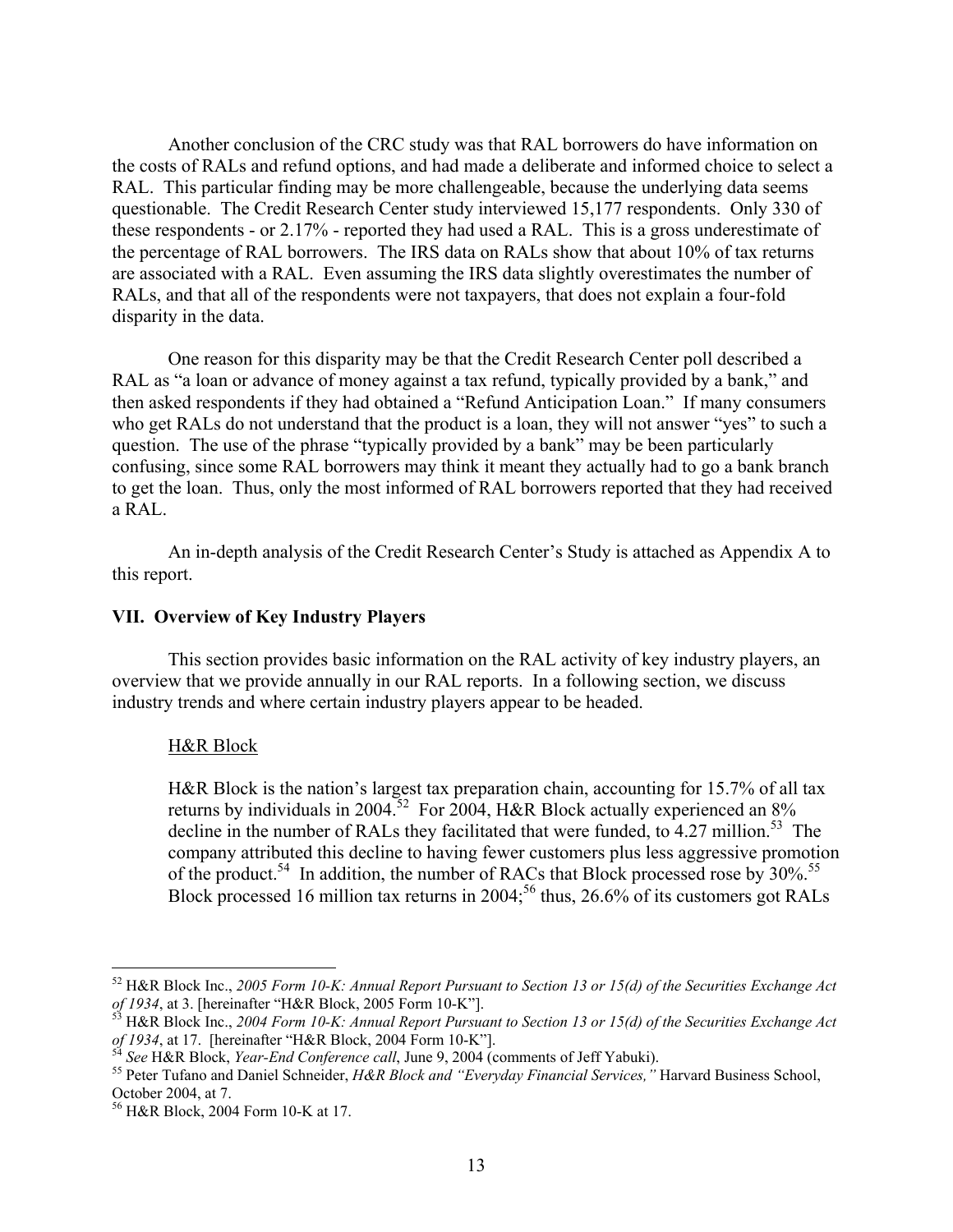Another conclusion of the CRC study was that RAL borrowers do have information on the costs of RALs and refund options, and had made a deliberate and informed choice to select a RAL. This particular finding may be more challengeable, because the underlying data seems questionable. The Credit Research Center study interviewed 15,177 respondents. Only 330 of these respondents - or 2.17% - reported they had used a RAL. This is a gross underestimate of the percentage of RAL borrowers. The IRS data on RALs show that about 10% of tax returns are associated with a RAL. Even assuming the IRS data slightly overestimates the number of RALs, and that all of the respondents were not taxpayers, that does not explain a four-fold disparity in the data.

One reason for this disparity may be that the Credit Research Center poll described a RAL as "a loan or advance of money against a tax refund, typically provided by a bank," and then asked respondents if they had obtained a "Refund Anticipation Loan." If many consumers who get RALs do not understand that the product is a loan, they will not answer "yes" to such a question. The use of the phrase "typically provided by a bank" may be been particularly confusing, since some RAL borrowers may think it meant they actually had to go a bank branch to get the loan. Thus, only the most informed of RAL borrowers reported that they had received a RAL.

An in-depth analysis of the Credit Research Center's Study is attached as Appendix A to this report.

## VII. Overview of Key Industry Players

This section provides basic information on the RAL activity of key industry players, an overview that we provide annually in our RAL reports. In a following section, we discuss industry trends and where certain industry players appear to be headed.

### H&R Block

H&R Block is the nation's largest tax preparation chain, accounting for 15.7% of all tax returns by individuals in 2004.[52] For 2004, H&R Block actually experienced an 8% decline in the number of RALs they facilitated that were funded, to 4.27 million.[53] The company attributed this decline to having fewer customers plus less aggressive promotion of the product.[54] In addition, the number of RACs that Block processed rose by 30%.[55] Block processed 16 million tax returns in 2004;[56] thus, 26.6% of its customers got RALs

---

[52] H&R Block Inc., *2005 Form 10-K: Annual Report Pursuant to Section 13 or 15(d) of the Securities Exchange Act of 1934*, at 3. [hereinafter "H&R Block, 2005 Form 10-K"].

[53] H&R Block Inc., *2004 Form 10-K: Annual Report Pursuant to Section 13 or 15(d) of the Securities Exchange Act of 1934*, at 17. [hereinafter "H&R Block, 2004 Form 10-K"].

[54] *See* H&R Block, *Year-End Conference call*, June 9, 2004 (comments of Jeff Yabuki).

[55] Peter Tufano and Daniel Schneider, *H&R Block and "Everyday Financial Services,"* Harvard Business School, October 2004, at 7.

[56] H&R Block, 2004 Form 10-K at 17.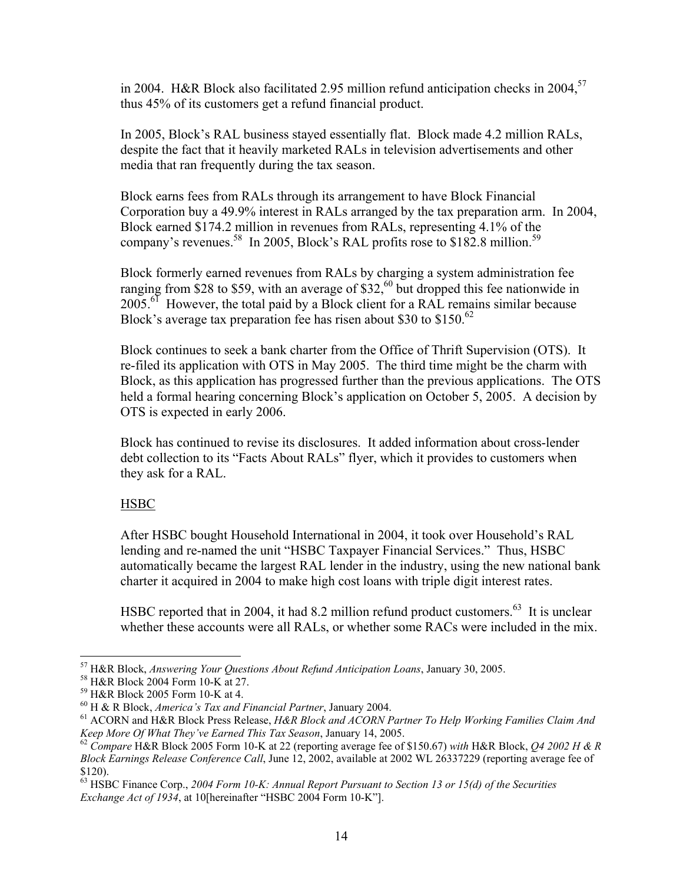in 2004. H&R Block also facilitated 2.95 million refund anticipation checks in 2004,[57] thus 45% of its customers get a refund financial product.

In 2005, Block's RAL business stayed essentially flat. Block made 4.2 million RALs, despite the fact that it heavily marketed RALs in television advertisements and other media that ran frequently during the tax season.

Block earns fees from RALs through its arrangement to have Block Financial Corporation buy a 49.9% interest in RALs arranged by the tax preparation arm. In 2004, Block earned $174.2 million in revenues from RALs, representing 4.1% of the company's revenues.[58] In 2005, Block's RAL profits rose to $182.8 million.[59]

Block formerly earned revenues from RALs by charging a system administration fee ranging from $28 to $59, with an average of $32,[60] but dropped this fee nationwide in 2005.[61] However, the total paid by a Block client for a RAL remains similar because Block's average tax preparation fee has risen about $30 to $150.[62]

Block continues to seek a bank charter from the Office of Thrift Supervision (OTS). It re-filed its application with OTS in May 2005. The third time might be the charm with Block, as this application has progressed further than the previous applications. The OTS held a formal hearing concerning Block's application on October 5, 2005. A decision by OTS is expected in early 2006.

Block has continued to revise its disclosures. It added information about cross-lender debt collection to its "Facts About RALs" flyer, which it provides to customers when they ask for a RAL.

<u>HSBC</u>

After HSBC bought Household International in 2004, it took over Household's RAL lending and re-named the unit "HSBC Taxpayer Financial Services." Thus, HSBC automatically became the largest RAL lender in the industry, using the new national bank charter it acquired in 2004 to make high cost loans with triple digit interest rates.

HSBC reported that in 2004, it had 8.2 million refund product customers.[63] It is unclear whether these accounts were all RALs, or whether some RACs were included in the mix.

---

[57] H&R Block, *Answering Your Questions About Refund Anticipation Loans*, January 30, 2005.

[58] H&R Block 2004 Form 10-K at 27.

[59] H&R Block 2005 Form 10-K at 4.

[60] H & R Block, *America's Tax and Financial Partner*, January 2004.

[61] ACORN and H&R Block Press Release, *H&R Block and ACORN Partner To Help Working Families Claim And Keep More Of What They've Earned This Tax Season*, January 14, 2005.

[62] *Compare* H&R Block 2005 Form 10-K at 22 (reporting average fee of $150.67) *with* H&R Block, *Q4 2002 H & R Block Earnings Release Conference Call*, June 12, 2002, available at 2002 WL 26337229 (reporting average fee of $120).

[63] HSBC Finance Corp., *2004 Form 10-K: Annual Report Pursuant to Section 13 or 15(d) of the Securities Exchange Act of 1934*, at 10[hereinafter "HSBC 2004 Form 10-K"].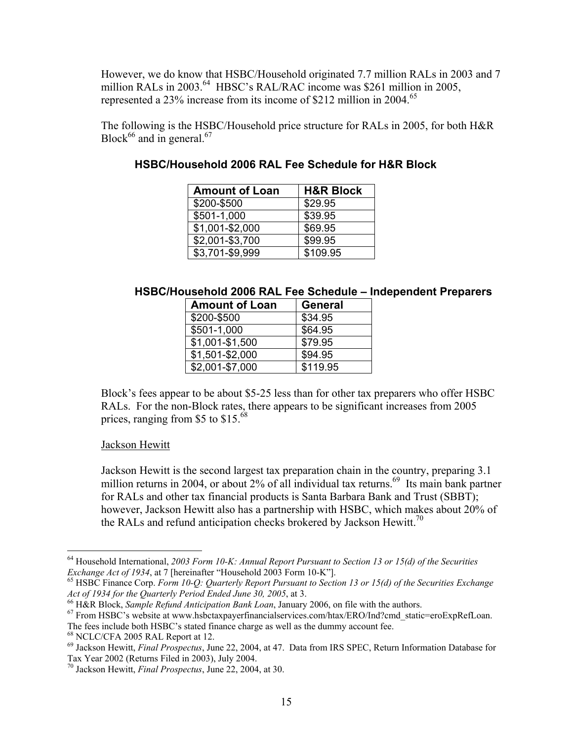However, we do know that HSBC/Household originated 7.7 million RALs in 2003 and 7 million RALs in 2003.[64] HBSC's RAL/RAC income was $261 million in 2005, represented a 23% increase from its income of $212 million in 2004.[65]

The following is the HSBC/Household price structure for RALs in 2005, for both H&R Block[66] and in general.[67]

**HSBC/Household 2006 RAL Fee Schedule for H&R Block**

| Amount of Loan | H&R Block |
|---|---|
| $200-$500 | $29.95 |
| $501-1,000 | $39.95 |
| $1,001-$2,000 | $69.95 |
| $2,001-$3,700 | $99.95 |
| $3,701-$9,999 | $109.95 |

**HSBC/Household 2006 RAL Fee Schedule – Independent Preparers**

| Amount of Loan | General |
|---|---|
| $200-$500 | $34.95 |
| $501-1,000 | $64.95 |
| $1,001-$1,500 | $79.95 |
| $1,501-$2,000 | $94.95 |
| $2,001-$7,000 | $119.95 |

Block's fees appear to be about $5-25 less than for other tax preparers who offer HSBC RALs. For the non-Block rates, there appears to be significant increases from 2005 prices, ranging from $5 to $15.[68]

Jackson Hewitt

Jackson Hewitt is the second largest tax preparation chain in the country, preparing 3.1 million returns in 2004, or about 2% of all individual tax returns.[69] Its main bank partner for RALs and other tax financial products is Santa Barbara Bank and Trust (SBBT); however, Jackson Hewitt also has a partnership with HSBC, which makes about 20% of the RALs and refund anticipation checks brokered by Jackson Hewitt.[70]

---

[64] Household International, *2003 Form 10-K: Annual Report Pursuant to Section 13 or 15(d) of the Securities Exchange Act of 1934*, at 7 [hereinafter "Household 2003 Form 10-K"].

[65] HSBC Finance Corp. *Form 10-Q: Quarterly Report Pursuant to Section 13 or 15(d) of the Securities Exchange Act of 1934 for the Quarterly Period Ended June 30, 2005*, at 3.

[66] H&R Block, *Sample Refund Anticipation Bank Loan*, January 2006, on file with the authors.

[67] From HSBC's website at www.hsbctaxpayerfinancialservices.com/htax/ERO/Ind?cmd_static=eroExpRefLoan. The fees include both HSBC's stated finance charge as well as the dummy account fee.

[68] NCLC/CFA 2005 RAL Report at 12.

[69] Jackson Hewitt, *Final Prospectus*, June 22, 2004, at 47. Data from IRS SPEC, Return Information Database for Tax Year 2002 (Returns Filed in 2003), July 2004.

[70] Jackson Hewitt, *Final Prospectus*, June 22, 2004, at 30.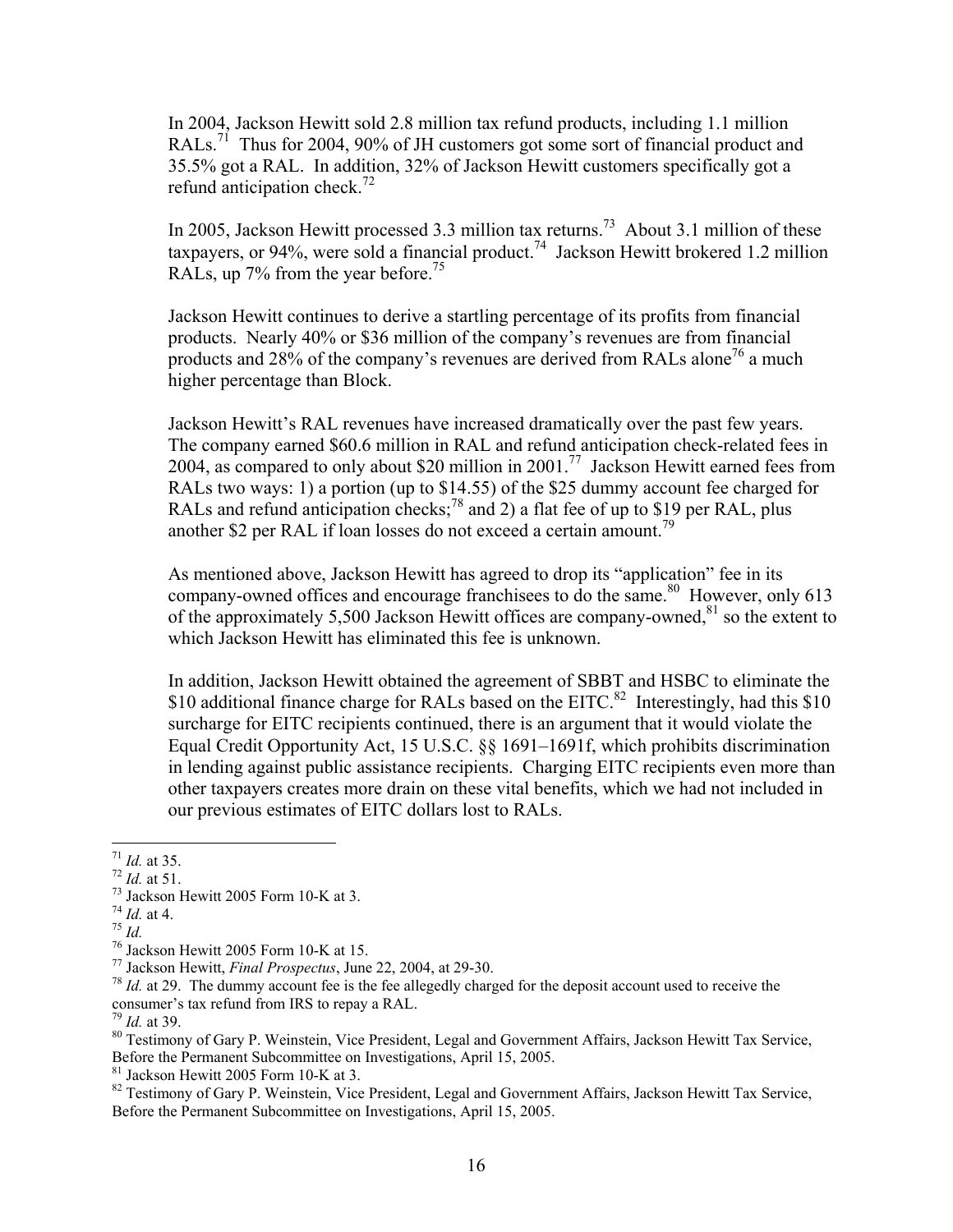In 2004, Jackson Hewitt sold 2.8 million tax refund products, including 1.1 million RALs.[71] Thus for 2004, 90% of JH customers got some sort of financial product and 35.5% got a RAL. In addition, 32% of Jackson Hewitt customers specifically got a refund anticipation check.[72]

In 2005, Jackson Hewitt processed 3.3 million tax returns.[73] About 3.1 million of these taxpayers, or 94%, were sold a financial product.[74] Jackson Hewitt brokered 1.2 million RALs, up 7% from the year before.[75]

Jackson Hewitt continues to derive a startling percentage of its profits from financial products. Nearly 40% or $36 million of the company's revenues are from financial products and 28% of the company's revenues are derived from RALs alone[76] a much higher percentage than Block.

Jackson Hewitt's RAL revenues have increased dramatically over the past few years. The company earned $60.6 million in RAL and refund anticipation check-related fees in 2004, as compared to only about $20 million in 2001.[77] Jackson Hewitt earned fees from RALs two ways: 1) a portion (up to $14.55) of the $25 dummy account fee charged for RALs and refund anticipation checks;[78] and 2) a flat fee of up to $19 per RAL, plus another $2 per RAL if loan losses do not exceed a certain amount.[79]

As mentioned above, Jackson Hewitt has agreed to drop its "application" fee in its company-owned offices and encourage franchisees to do the same.[80] However, only 613 of the approximately 5,500 Jackson Hewitt offices are company-owned,[81] so the extent to which Jackson Hewitt has eliminated this fee is unknown.

In addition, Jackson Hewitt obtained the agreement of SBBT and HSBC to eliminate the $10 additional finance charge for RALs based on the EITC.[82] Interestingly, had this $10 surcharge for EITC recipients continued, there is an argument that it would violate the Equal Credit Opportunity Act, 15 U.S.C. §§ 1691–1691f, which prohibits discrimination in lending against public assistance recipients. Charging EITC recipients even more than other taxpayers creates more drain on these vital benefits, which we had not included in our previous estimates of EITC dollars lost to RALs.

---

[71] *Id.* at 35.
[72] *Id.* at 51.
[73] Jackson Hewitt 2005 Form 10-K at 3.
[74] *Id.* at 4.
[75] *Id.*
[76] Jackson Hewitt 2005 Form 10-K at 15.
[77] Jackson Hewitt, *Final Prospectus*, June 22, 2004, at 29-30.
[78] *Id.* at 29. The dummy account fee is the fee allegedly charged for the deposit account used to receive the consumer's tax refund from IRS to repay a RAL.
[79] *Id.* at 39.
[80] Testimony of Gary P. Weinstein, Vice President, Legal and Government Affairs, Jackson Hewitt Tax Service, Before the Permanent Subcommittee on Investigations, April 15, 2005.
[81] Jackson Hewitt 2005 Form 10-K at 3.
[82] Testimony of Gary P. Weinstein, Vice President, Legal and Government Affairs, Jackson Hewitt Tax Service, Before the Permanent Subcommittee on Investigations, April 15, 2005.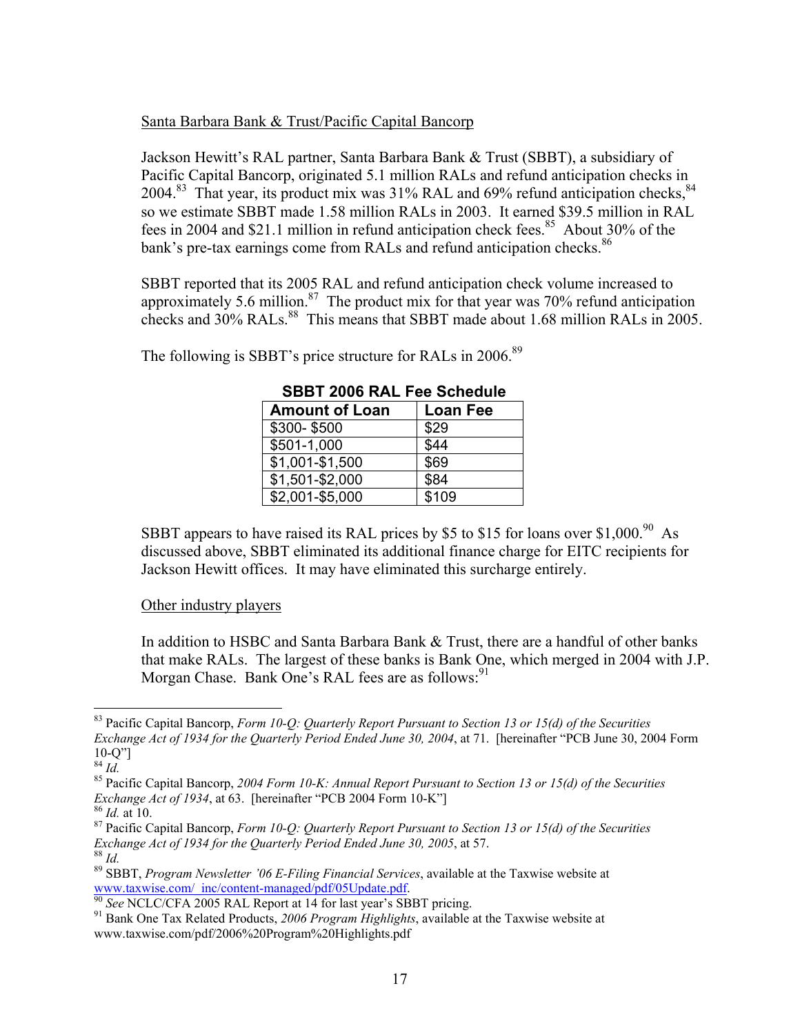Santa Barbara Bank & Trust/Pacific Capital Bancorp

Jackson Hewitt's RAL partner, Santa Barbara Bank & Trust (SBBT), a subsidiary of Pacific Capital Bancorp, originated 5.1 million RALs and refund anticipation checks in 2004.[83] That year, its product mix was 31% RAL and 69% refund anticipation checks,[84] so we estimate SBBT made 1.58 million RALs in 2003. It earned $39.5 million in RAL fees in 2004 and $21.1 million in refund anticipation check fees.[85] About 30% of the bank's pre-tax earnings come from RALs and refund anticipation checks.[86]

SBBT reported that its 2005 RAL and refund anticipation check volume increased to approximately 5.6 million.[87] The product mix for that year was 70% refund anticipation checks and 30% RALs.[88] This means that SBBT made about 1.68 million RALs in 2005.

The following is SBBT's price structure for RALs in 2006.[89]

**SBBT 2006 RAL Fee Schedule**

| Amount of Loan | Loan Fee |
|---|---|
| $300- $500 | $29 |
| $501-1,000 | $44 |
| $1,001-$1,500 | $69 |
| $1,501-$2,000 | $84 |
| $2,001-$5,000 | $109 |

SBBT appears to have raised its RAL prices by $5 to $15 for loans over $1,000.[90] As discussed above, SBBT eliminated its additional finance charge for EITC recipients for Jackson Hewitt offices. It may have eliminated this surcharge entirely.

Other industry players

In addition to HSBC and Santa Barbara Bank & Trust, there are a handful of other banks that make RALs. The largest of these banks is Bank One, which merged in 2004 with J.P. Morgan Chase. Bank One's RAL fees are as follows:[91]

---

[83] Pacific Capital Bancorp, *Form 10-Q: Quarterly Report Pursuant to Section 13 or 15(d) of the Securities Exchange Act of 1934 for the Quarterly Period Ended June 30, 2004*, at 71. [hereinafter "PCB June 30, 2004 Form 10-Q"]

[84] *Id.*

[85] Pacific Capital Bancorp, *2004 Form 10-K: Annual Report Pursuant to Section 13 or 15(d) of the Securities Exchange Act of 1934*, at 63. [hereinafter "PCB 2004 Form 10-K"]

[86] *Id.* at 10.

[87] Pacific Capital Bancorp, *Form 10-Q: Quarterly Report Pursuant to Section 13 or 15(d) of the Securities Exchange Act of 1934 for the Quarterly Period Ended June 30, 2005*, at 57.

[88] *Id.*

[89] SBBT, *Program Newsletter '06 E-Filing Financial Services*, available at the Taxwise website at www.taxwise.com/_inc/content-managed/pdf/05Update.pdf.

[90] *See* NCLC/CFA 2005 RAL Report at 14 for last year's SBBT pricing.

[91] Bank One Tax Related Products, *2006 Program Highlights*, available at the Taxwise website at www.taxwise.com/pdf/2006%20Program%20Highlights.pdf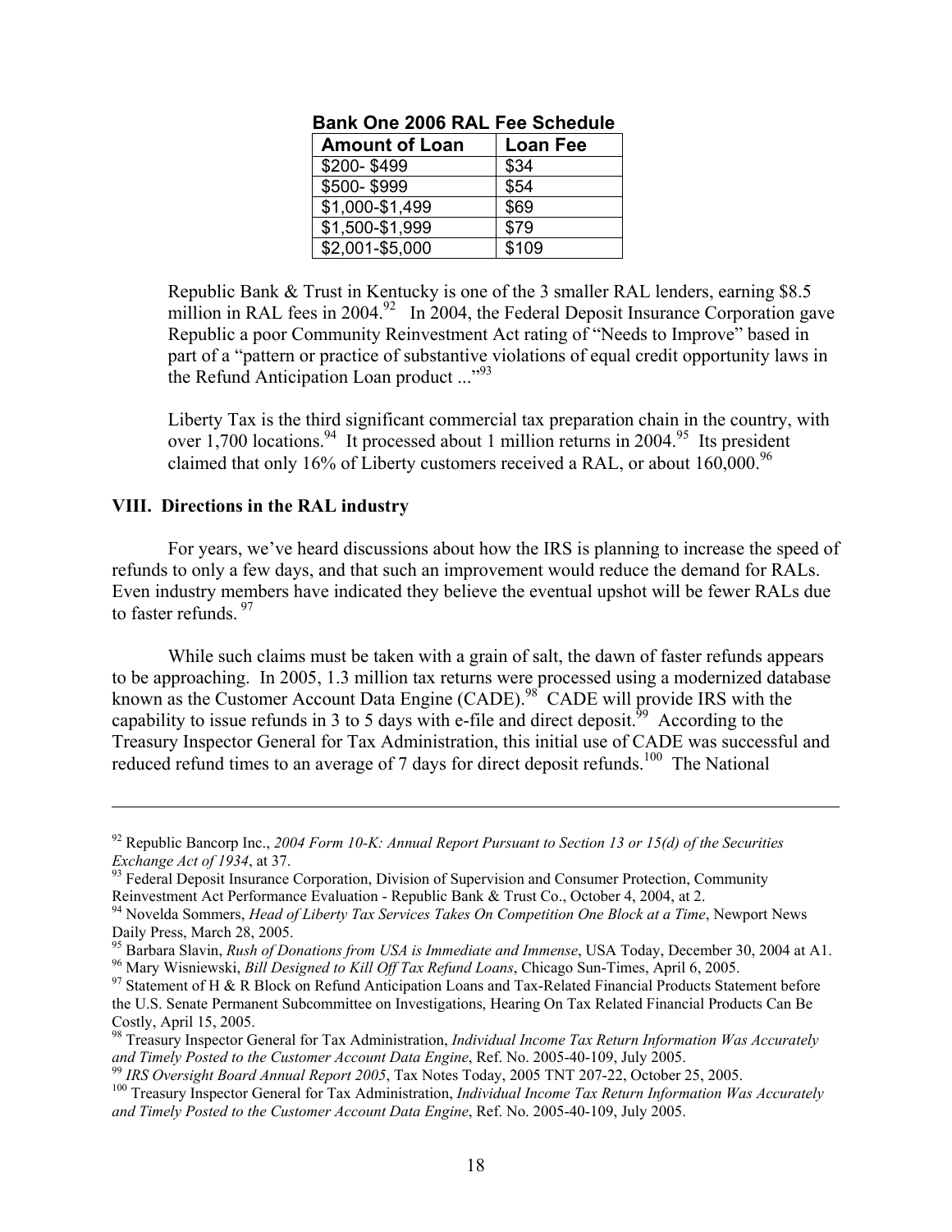**Bank One 2006 RAL Fee Schedule**

| Amount of Loan | Loan Fee |
|---|---|
| $200- $499 | $34 |
| $500- $999 | $54 |
| $1,000-$1,499 | $69 |
| $1,500-$1,999 | $79 |
| $2,001-$5,000 | $109 |

Republic Bank & Trust in Kentucky is one of the 3 smaller RAL lenders, earning $8.5 million in RAL fees in 2004.[92] In 2004, the Federal Deposit Insurance Corporation gave Republic a poor Community Reinvestment Act rating of "Needs to Improve" based in part of a "pattern or practice of substantive violations of equal credit opportunity laws in the Refund Anticipation Loan product ..."[93]

Liberty Tax is the third significant commercial tax preparation chain in the country, with over 1,700 locations.[94] It processed about 1 million returns in 2004.[95] Its president claimed that only 16% of Liberty customers received a RAL, or about 160,000.[96]

## VIII. Directions in the RAL industry

For years, we've heard discussions about how the IRS is planning to increase the speed of refunds to only a few days, and that such an improvement would reduce the demand for RALs. Even industry members have indicated they believe the eventual upshot will be fewer RALs due to faster refunds.[97]

While such claims must be taken with a grain of salt, the dawn of faster refunds appears to be approaching. In 2005, 1.3 million tax returns were processed using a modernized database known as the Customer Account Data Engine (CADE).[98] CADE will provide IRS with the capability to issue refunds in 3 to 5 days with e-file and direct deposit.[99] According to the Treasury Inspector General for Tax Administration, this initial use of CADE was successful and reduced refund times to an average of 7 days for direct deposit refunds.[100] The National

---

[92] Republic Bancorp Inc., *2004 Form 10-K: Annual Report Pursuant to Section 13 or 15(d) of the Securities Exchange Act of 1934*, at 37.

[93] Federal Deposit Insurance Corporation, Division of Supervision and Consumer Protection, Community Reinvestment Act Performance Evaluation - Republic Bank & Trust Co., October 4, 2004, at 2.

[94] Novelda Sommers, *Head of Liberty Tax Services Takes On Competition One Block at a Time*, Newport News Daily Press, March 28, 2005.

[95] Barbara Slavin, *Rush of Donations from USA is Immediate and Immense*, USA Today, December 30, 2004 at A1.

[96] Mary Wisniewski, *Bill Designed to Kill Off Tax Refund Loans*, Chicago Sun-Times, April 6, 2005.

[97] Statement of H & R Block on Refund Anticipation Loans and Tax-Related Financial Products Statement before the U.S. Senate Permanent Subcommittee on Investigations, Hearing On Tax Related Financial Products Can Be Costly, April 15, 2005.

[98] Treasury Inspector General for Tax Administration, *Individual Income Tax Return Information Was Accurately and Timely Posted to the Customer Account Data Engine*, Ref. No. 2005-40-109, July 2005.

[99] *IRS Oversight Board Annual Report 2005*, Tax Notes Today, 2005 TNT 207-22, October 25, 2005.

[100] Treasury Inspector General for Tax Administration, *Individual Income Tax Return Information Was Accurately and Timely Posted to the Customer Account Data Engine*, Ref. No. 2005-40-109, July 2005.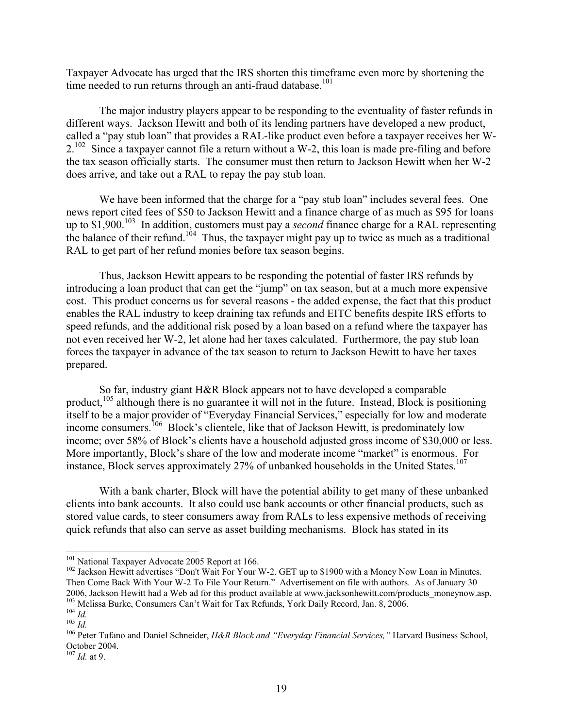Taxpayer Advocate has urged that the IRS shorten this timeframe even more by shortening the time needed to run returns through an anti-fraud database.[101]

The major industry players appear to be responding to the eventuality of faster refunds in different ways. Jackson Hewitt and both of its lending partners have developed a new product, called a "pay stub loan" that provides a RAL-like product even before a taxpayer receives her W-2.[102] Since a taxpayer cannot file a return without a W-2, this loan is made pre-filing and before the tax season officially starts. The consumer must then return to Jackson Hewitt when her W-2 does arrive, and take out a RAL to repay the pay stub loan.

We have been informed that the charge for a "pay stub loan" includes several fees. One news report cited fees of $50 to Jackson Hewitt and a finance charge of as much as $95 for loans up to $1,900.[103] In addition, customers must pay a *second* finance charge for a RAL representing the balance of their refund.[104] Thus, the taxpayer might pay up to twice as much as a traditional RAL to get part of her refund monies before tax season begins.

Thus, Jackson Hewitt appears to be responding the potential of faster IRS refunds by introducing a loan product that can get the "jump" on tax season, but at a much more expensive cost. This product concerns us for several reasons - the added expense, the fact that this product enables the RAL industry to keep draining tax refunds and EITC benefits despite IRS efforts to speed refunds, and the additional risk posed by a loan based on a refund where the taxpayer has not even received her W-2, let alone had her taxes calculated. Furthermore, the pay stub loan forces the taxpayer in advance of the tax season to return to Jackson Hewitt to have her taxes prepared.

So far, industry giant H&R Block appears not to have developed a comparable product,[105] although there is no guarantee it will not in the future. Instead, Block is positioning itself to be a major provider of "Everyday Financial Services," especially for low and moderate income consumers.[106] Block's clientele, like that of Jackson Hewitt, is predominately low income; over 58% of Block's clients have a household adjusted gross income of $30,000 or less. More importantly, Block's share of the low and moderate income "market" is enormous. For instance, Block serves approximately 27% of unbanked households in the United States.[107]

With a bank charter, Block will have the potential ability to get many of these unbanked clients into bank accounts. It also could use bank accounts or other financial products, such as stored value cards, to steer consumers away from RALs to less expensive methods of receiving quick refunds that also can serve as asset building mechanisms. Block has stated in its

---

[101] National Taxpayer Advocate 2005 Report at 166.

[102] Jackson Hewitt advertises "Don't Wait For Your W-2. GET up to $1900 with a Money Now Loan in Minutes. Then Come Back With Your W-2 To File Your Return." Advertisement on file with authors. As of January 30 2006, Jackson Hewitt had a Web ad for this product available at www.jacksonhewitt.com/products_moneynow.asp.

[103] Melissa Burke, Consumers Can't Wait for Tax Refunds, York Daily Record, Jan. 8, 2006.

[104] *Id.*

[105] *Id.*

[106] Peter Tufano and Daniel Schneider, *H&R Block and "Everyday Financial Services,"* Harvard Business School, October 2004.

[107] *Id.* at 9.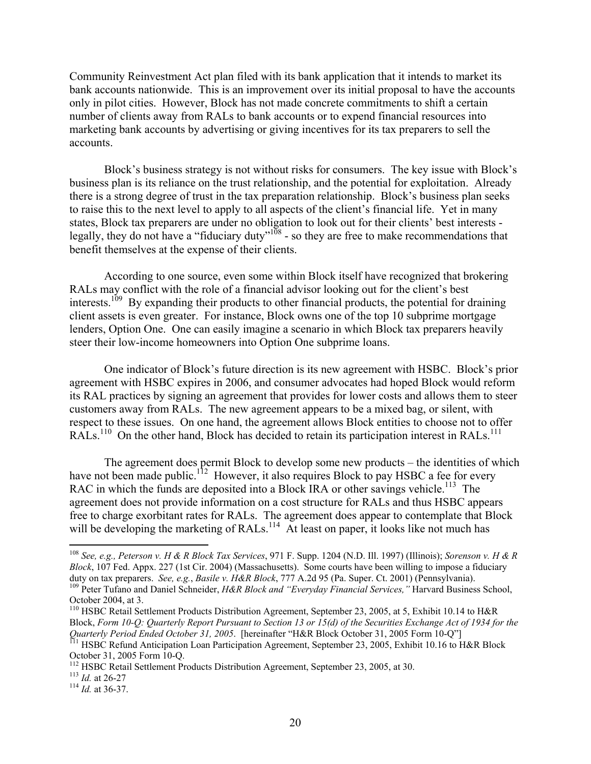Community Reinvestment Act plan filed with its bank application that it intends to market its bank accounts nationwide. This is an improvement over its initial proposal to have the accounts only in pilot cities. However, Block has not made concrete commitments to shift a certain number of clients away from RALs to bank accounts or to expend financial resources into marketing bank accounts by advertising or giving incentives for its tax preparers to sell the accounts.

Block's business strategy is not without risks for consumers. The key issue with Block's business plan is its reliance on the trust relationship, and the potential for exploitation. Already there is a strong degree of trust in the tax preparation relationship. Block's business plan seeks to raise this to the next level to apply to all aspects of the client's financial life. Yet in many states, Block tax preparers are under no obligation to look out for their clients' best interests - legally, they do not have a "fiduciary duty"[108] - so they are free to make recommendations that benefit themselves at the expense of their clients.

According to one source, even some within Block itself have recognized that brokering RALs may conflict with the role of a financial advisor looking out for the client's best interests.[109] By expanding their products to other financial products, the potential for draining client assets is even greater. For instance, Block owns one of the top 10 subprime mortgage lenders, Option One. One can easily imagine a scenario in which Block tax preparers heavily steer their low-income homeowners into Option One subprime loans.

One indicator of Block's future direction is its new agreement with HSBC. Block's prior agreement with HSBC expires in 2006, and consumer advocates had hoped Block would reform its RAL practices by signing an agreement that provides for lower costs and allows them to steer customers away from RALs. The new agreement appears to be a mixed bag, or silent, with respect to these issues. On one hand, the agreement allows Block entities to choose not to offer RALs.[110] On the other hand, Block has decided to retain its participation interest in RALs.[111]

The agreement does permit Block to develop some new products – the identities of which have not been made public.[112] However, it also requires Block to pay HSBC a fee for every RAC in which the funds are deposited into a Block IRA or other savings vehicle.[113] The agreement does not provide information on a cost structure for RALs and thus HSBC appears free to charge exorbitant rates for RALs. The agreement does appear to contemplate that Block will be developing the marketing of RALs.[114] At least on paper, it looks like not much has

---

[108] *See, e.g., Peterson v. H & R Block Tax Services*, 971 F. Supp. 1204 (N.D. Ill. 1997) (Illinois); *Sorenson v. H & R Block*, 107 Fed. Appx. 227 (1st Cir. 2004) (Massachusetts). Some courts have been willing to impose a fiduciary duty on tax preparers. *See, e.g.*, *Basile v. H&R Block*, 777 A.2d 95 (Pa. Super. Ct. 2001) (Pennsylvania).

[109] Peter Tufano and Daniel Schneider, *H&R Block and "Everyday Financial Services,"* Harvard Business School, October 2004, at 3.

[110] HSBC Retail Settlement Products Distribution Agreement, September 23, 2005, at 5, Exhibit 10.14 to H&R Block, *Form 10-Q: Quarterly Report Pursuant to Section 13 or 15(d) of the Securities Exchange Act of 1934 for the Quarterly Period Ended October 31, 2005*. [hereinafter "H&R Block October 31, 2005 Form 10-Q"]

[111] HSBC Refund Anticipation Loan Participation Agreement, September 23, 2005, Exhibit 10.16 to H&R Block October 31, 2005 Form 10-Q.

[112] HSBC Retail Settlement Products Distribution Agreement, September 23, 2005, at 30.

[113] *Id.* at 26-27

[114] *Id.* at 36-37.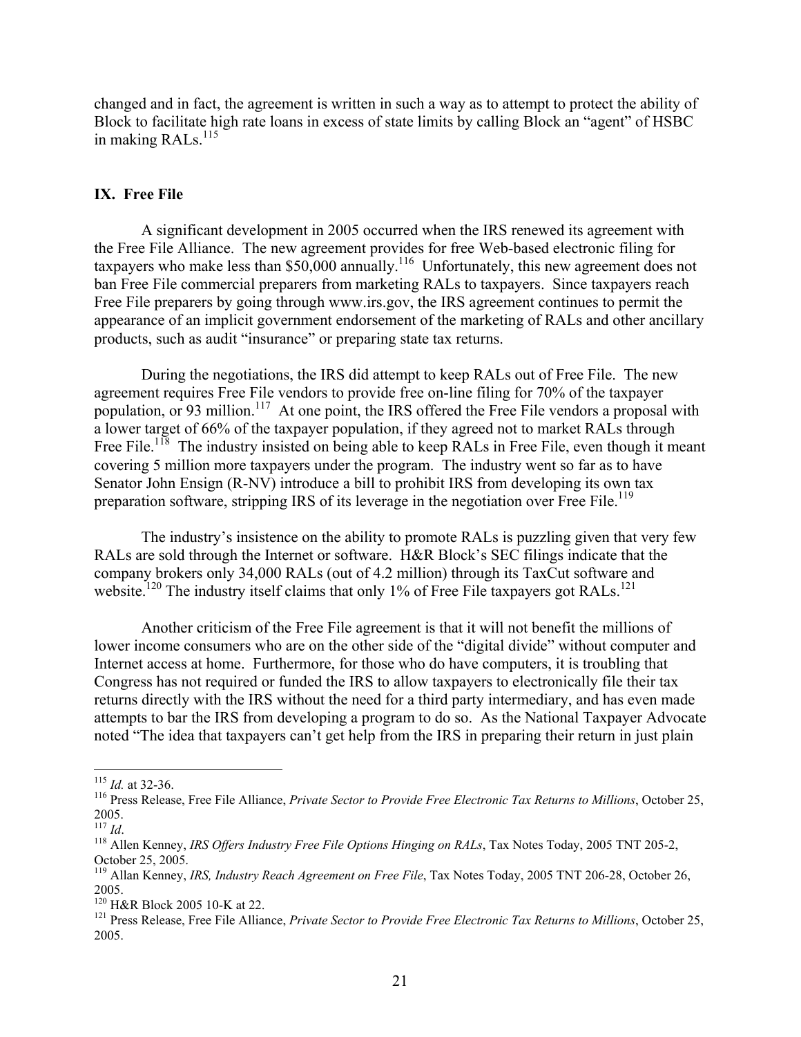changed and in fact, the agreement is written in such a way as to attempt to protect the ability of Block to facilitate high rate loans in excess of state limits by calling Block an "agent" of HSBC in making RALs.[115]

## IX. Free File

A significant development in 2005 occurred when the IRS renewed its agreement with the Free File Alliance. The new agreement provides for free Web-based electronic filing for taxpayers who make less than $50,000 annually.[116] Unfortunately, this new agreement does not ban Free File commercial preparers from marketing RALs to taxpayers. Since taxpayers reach Free File preparers by going through www.irs.gov, the IRS agreement continues to permit the appearance of an implicit government endorsement of the marketing of RALs and other ancillary products, such as audit "insurance" or preparing state tax returns.

During the negotiations, the IRS did attempt to keep RALs out of Free File. The new agreement requires Free File vendors to provide free on-line filing for 70% of the taxpayer population, or 93 million.[117] At one point, the IRS offered the Free File vendors a proposal with a lower target of 66% of the taxpayer population, if they agreed not to market RALs through Free File.[118] The industry insisted on being able to keep RALs in Free File, even though it meant covering 5 million more taxpayers under the program. The industry went so far as to have Senator John Ensign (R-NV) introduce a bill to prohibit IRS from developing its own tax preparation software, stripping IRS of its leverage in the negotiation over Free File.[119]

The industry's insistence on the ability to promote RALs is puzzling given that very few RALs are sold through the Internet or software. H&R Block's SEC filings indicate that the company brokers only 34,000 RALs (out of 4.2 million) through its TaxCut software and website.[120] The industry itself claims that only 1% of Free File taxpayers got RALs.[121]

Another criticism of the Free File agreement is that it will not benefit the millions of lower income consumers who are on the other side of the "digital divide" without computer and Internet access at home. Furthermore, for those who do have computers, it is troubling that Congress has not required or funded the IRS to allow taxpayers to electronically file their tax returns directly with the IRS without the need for a third party intermediary, and has even made attempts to bar the IRS from developing a program to do so. As the National Taxpayer Advocate noted "The idea that taxpayers can't get help from the IRS in preparing their return in just plain

---

[115] *Id.* at 32-36.

[116] Press Release, Free File Alliance, *Private Sector to Provide Free Electronic Tax Returns to Millions*, October 25, 2005.

[117] *Id*.

[118] Allen Kenney, *IRS Offers Industry Free File Options Hinging on RALs*, Tax Notes Today, 2005 TNT 205-2, October 25, 2005.

[119] Allan Kenney, *IRS, Industry Reach Agreement on Free File*, Tax Notes Today, 2005 TNT 206-28, October 26, 2005.

[120] H&R Block 2005 10-K at 22.

[121] Press Release, Free File Alliance, *Private Sector to Provide Free Electronic Tax Returns to Millions*, October 25, 2005.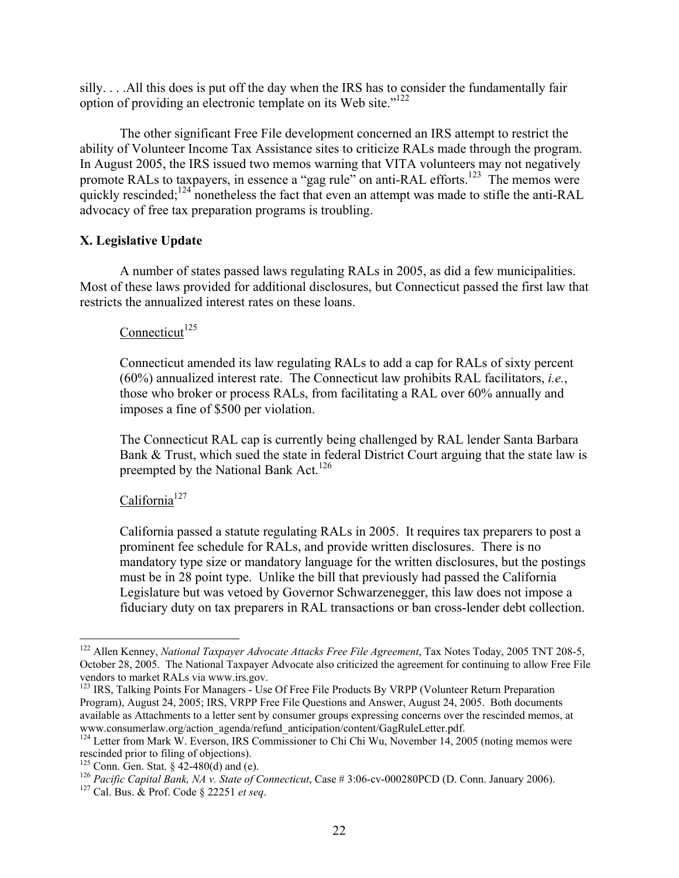silly. . . .All this does is put off the day when the IRS has to consider the fundamentally fair option of providing an electronic template on its Web site."[122]

The other significant Free File development concerned an IRS attempt to restrict the ability of Volunteer Income Tax Assistance sites to criticize RALs made through the program. In August 2005, the IRS issued two memos warning that VITA volunteers may not negatively promote RALs to taxpayers, in essence a "gag rule" on anti-RAL efforts.[123] The memos were quickly rescinded;[124] nonetheless the fact that even an attempt was made to stifle the anti-RAL advocacy of free tax preparation programs is troubling.

## X. Legislative Update

A number of states passed laws regulating RALs in 2005, as did a few municipalities. Most of these laws provided for additional disclosures, but Connecticut passed the first law that restricts the annualized interest rates on these loans.

Connecticut[125]

Connecticut amended its law regulating RALs to add a cap for RALs of sixty percent (60%) annualized interest rate. The Connecticut law prohibits RAL facilitators, *i.e.*, those who broker or process RALs, from facilitating a RAL over 60% annually and imposes a fine of $500 per violation.

The Connecticut RAL cap is currently being challenged by RAL lender Santa Barbara Bank & Trust, which sued the state in federal District Court arguing that the state law is preempted by the National Bank Act.[126]

California[127]

California passed a statute regulating RALs in 2005. It requires tax preparers to post a prominent fee schedule for RALs, and provide written disclosures. There is no mandatory type size or mandatory language for the written disclosures, but the postings must be in 28 point type. Unlike the bill that previously had passed the California Legislature but was vetoed by Governor Schwarzenegger, this law does not impose a fiduciary duty on tax preparers in RAL transactions or ban cross-lender debt collection.

---

[122] Allen Kenney, *National Taxpayer Advocate Attacks Free File Agreement*, Tax Notes Today, 2005 TNT 208-5, October 28, 2005. The National Taxpayer Advocate also criticized the agreement for continuing to allow Free File vendors to market RALs via www.irs.gov.

[123] IRS, Talking Points For Managers - Use Of Free File Products By VRPP (Volunteer Return Preparation Program), August 24, 2005; IRS, VRPP Free File Questions and Answer, August 24, 2005. Both documents available as Attachments to a letter sent by consumer groups expressing concerns over the rescinded memos, at www.consumerlaw.org/action_agenda/refund_anticipation/content/GagRuleLetter.pdf.

[124] Letter from Mark W. Everson, IRS Commissioner to Chi Chi Wu, November 14, 2005 (noting memos were rescinded prior to filing of objections).

[125] Conn. Gen. Stat. § 42-480(d) and (e).

[126] *Pacific Capital Bank, NA v. State of Connecticut*, Case # 3:06-cv-000280PCD (D. Conn. January 2006).

[127] Cal. Bus. & Prof. Code § 22251 *et seq*.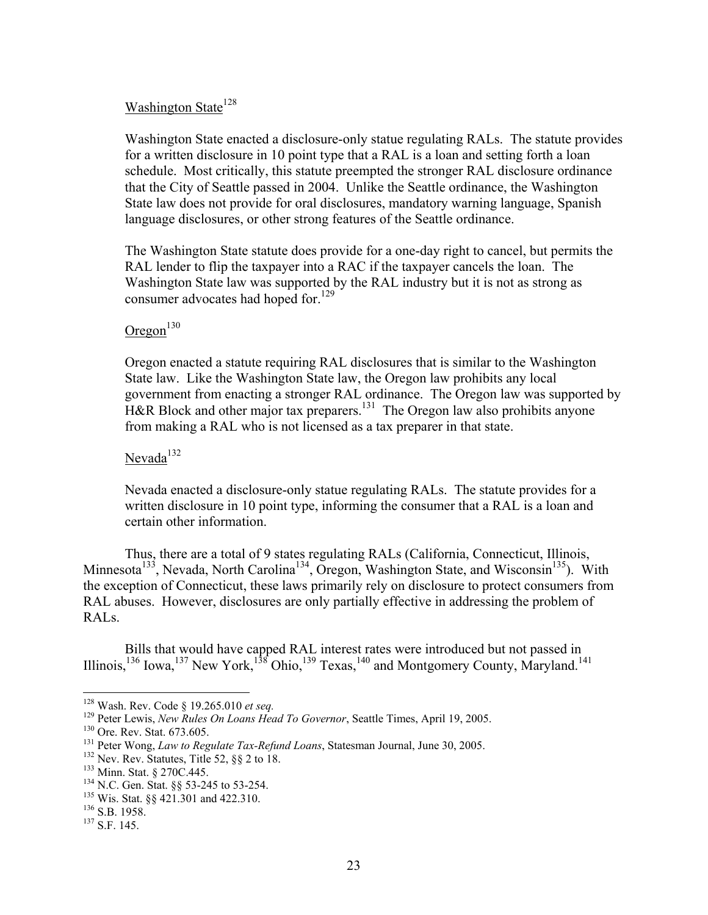Washington State[128]

Washington State enacted a disclosure-only statue regulating RALs. The statute provides for a written disclosure in 10 point type that a RAL is a loan and setting forth a loan schedule. Most critically, this statute preempted the stronger RAL disclosure ordinance that the City of Seattle passed in 2004. Unlike the Seattle ordinance, the Washington State law does not provide for oral disclosures, mandatory warning language, Spanish language disclosures, or other strong features of the Seattle ordinance.

The Washington State statute does provide for a one-day right to cancel, but permits the RAL lender to flip the taxpayer into a RAC if the taxpayer cancels the loan. The Washington State law was supported by the RAL industry but it is not as strong as consumer advocates had hoped for.[129]

Oregon[130]

Oregon enacted a statute requiring RAL disclosures that is similar to the Washington State law. Like the Washington State law, the Oregon law prohibits any local government from enacting a stronger RAL ordinance. The Oregon law was supported by H&R Block and other major tax preparers.[131] The Oregon law also prohibits anyone from making a RAL who is not licensed as a tax preparer in that state.

Nevada[132]

Nevada enacted a disclosure-only statue regulating RALs. The statute provides for a written disclosure in 10 point type, informing the consumer that a RAL is a loan and certain other information.

Thus, there are a total of 9 states regulating RALs (California, Connecticut, Illinois, Minnesota[133], Nevada, North Carolina[134], Oregon, Washington State, and Wisconsin[135]). With the exception of Connecticut, these laws primarily rely on disclosure to protect consumers from RAL abuses. However, disclosures are only partially effective in addressing the problem of RALs.

Bills that would have capped RAL interest rates were introduced but not passed in Illinois,[136] Iowa,[137] New York,[138] Ohio,[139] Texas,[140] and Montgomery County, Maryland.[141]

---

[128] Wash. Rev. Code § 19.265.010 *et seq.*

[129] Peter Lewis, *New Rules On Loans Head To Governor*, Seattle Times, April 19, 2005.

[130] Ore. Rev. Stat. 673.605.

[131] Peter Wong, *Law to Regulate Tax-Refund Loans*, Statesman Journal, June 30, 2005.

[132] Nev. Rev. Statutes, Title 52, §§ 2 to 18.

[133] Minn. Stat. § 270C.445.

[134] N.C. Gen. Stat. §§ 53-245 to 53-254.

[135] Wis. Stat. §§ 421.301 and 422.310.

[136] S.B. 1958.

[137] S.F. 145.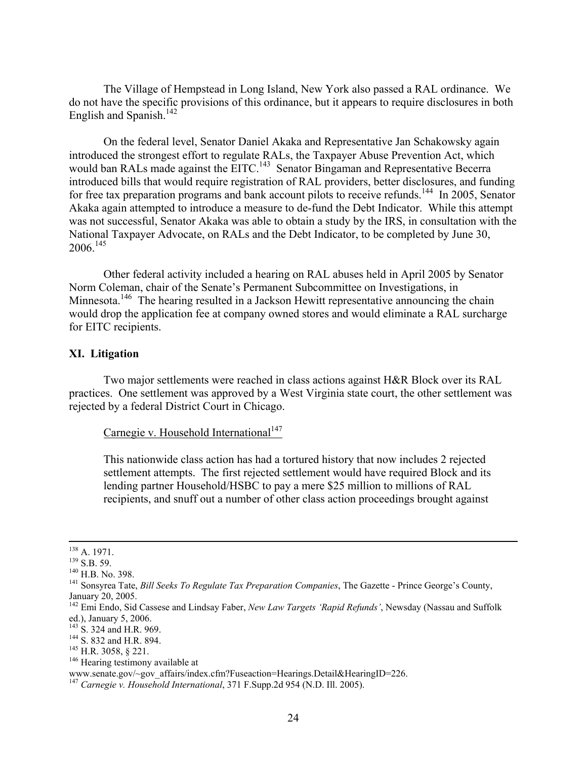The Village of Hempstead in Long Island, New York also passed a RAL ordinance. We do not have the specific provisions of this ordinance, but it appears to require disclosures in both English and Spanish.[142]

On the federal level, Senator Daniel Akaka and Representative Jan Schakowsky again introduced the strongest effort to regulate RALs, the Taxpayer Abuse Prevention Act, which would ban RALs made against the EITC.[143] Senator Bingaman and Representative Becerra introduced bills that would require registration of RAL providers, better disclosures, and funding for free tax preparation programs and bank account pilots to receive refunds.[144] In 2005, Senator Akaka again attempted to introduce a measure to de-fund the Debt Indicator. While this attempt was not successful, Senator Akaka was able to obtain a study by the IRS, in consultation with the National Taxpayer Advocate, on RALs and the Debt Indicator, to be completed by June 30, 2006.[145]

Other federal activity included a hearing on RAL abuses held in April 2005 by Senator Norm Coleman, chair of the Senate's Permanent Subcommittee on Investigations, in Minnesota.[146] The hearing resulted in a Jackson Hewitt representative announcing the chain would drop the application fee at company owned stores and would eliminate a RAL surcharge for EITC recipients.

## XI. Litigation

Two major settlements were reached in class actions against H&R Block over its RAL practices. One settlement was approved by a West Virginia state court, the other settlement was rejected by a federal District Court in Chicago.

Carnegie v. Household International[147]

> This nationwide class action has had a tortured history that now includes 2 rejected settlement attempts. The first rejected settlement would have required Block and its lending partner Household/HSBC to pay a mere $25 million to millions of RAL recipients, and snuff out a number of other class action proceedings brought against

---

[138] A. 1971.

[139] S.B. 59.

[140] H.B. No. 398.

[141] Sonsyrea Tate, *Bill Seeks To Regulate Tax Preparation Companies*, The Gazette - Prince George's County, January 20, 2005.

[142] Emi Endo, Sid Cassese and Lindsay Faber, *New Law Targets 'Rapid Refunds'*, Newsday (Nassau and Suffolk ed.), January 5, 2006.

[143] S. 324 and H.R. 969.

[144] S. 832 and H.R. 894.

[145] H.R. 3058, § 221.

[146] Hearing testimony available at www.senate.gov/~gov_affairs/index.cfm?Fuseaction=Hearings.Detail&HearingID=226.

[147] *Carnegie v. Household International*, 371 F.Supp.2d 954 (N.D. Ill. 2005).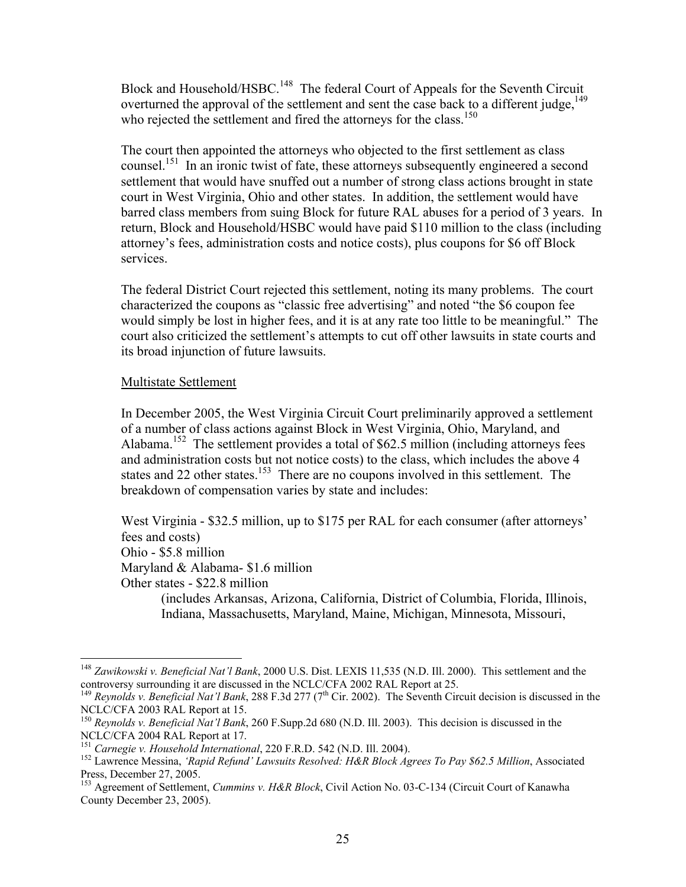Block and Household/HSBC.[148] The federal Court of Appeals for the Seventh Circuit overturned the approval of the settlement and sent the case back to a different judge,[149] who rejected the settlement and fired the attorneys for the class.[150]

The court then appointed the attorneys who objected to the first settlement as class counsel.[151] In an ironic twist of fate, these attorneys subsequently engineered a second settlement that would have snuffed out a number of strong class actions brought in state court in West Virginia, Ohio and other states. In addition, the settlement would have barred class members from suing Block for future RAL abuses for a period of 3 years. In return, Block and Household/HSBC would have paid $110 million to the class (including attorney's fees, administration costs and notice costs), plus coupons for $6 off Block services.

The federal District Court rejected this settlement, noting its many problems. The court characterized the coupons as "classic free advertising" and noted "the $6 coupon fee would simply be lost in higher fees, and it is at any rate too little to be meaningful." The court also criticized the settlement's attempts to cut off other lawsuits in state courts and its broad injunction of future lawsuits.

<u>Multistate Settlement</u>

In December 2005, the West Virginia Circuit Court preliminarily approved a settlement of a number of class actions against Block in West Virginia, Ohio, Maryland, and Alabama.[152] The settlement provides a total of $62.5 million (including attorneys fees and administration costs but not notice costs) to the class, which includes the above 4 states and 22 other states.[153] There are no coupons involved in this settlement. The breakdown of compensation varies by state and includes:

West Virginia - $32.5 million, up to $175 per RAL for each consumer (after attorneys' fees and costs)
Ohio - $5.8 million
Maryland & Alabama- $1.6 million
Other states - $22.8 million
(includes Arkansas, Arizona, California, District of Columbia, Florida, Illinois, Indiana, Massachusetts, Maryland, Maine, Michigan, Minnesota, Missouri,

---

[148] *Zawikowski v. Beneficial Nat'l Bank*, 2000 U.S. Dist. LEXIS 11,535 (N.D. Ill. 2000). This settlement and the controversy surrounding it are discussed in the NCLC/CFA 2002 RAL Report at 25.

[149] *Reynolds v. Beneficial Nat'l Bank*, 288 F.3d 277 (7th Cir. 2002). The Seventh Circuit decision is discussed in the NCLC/CFA 2003 RAL Report at 15.

[150] *Reynolds v. Beneficial Nat'l Bank*, 260 F.Supp.2d 680 (N.D. Ill. 2003). This decision is discussed in the NCLC/CFA 2004 RAL Report at 17.

[151] *Carnegie v. Household International*, 220 F.R.D. 542 (N.D. Ill. 2004).

[152] Lawrence Messina, *'Rapid Refund' Lawsuits Resolved: H&R Block Agrees To Pay $62.5 Million*, Associated Press, December 27, 2005.

[153] Agreement of Settlement, *Cummins v. H&R Block*, Civil Action No. 03-C-134 (Circuit Court of Kanawha County December 23, 2005).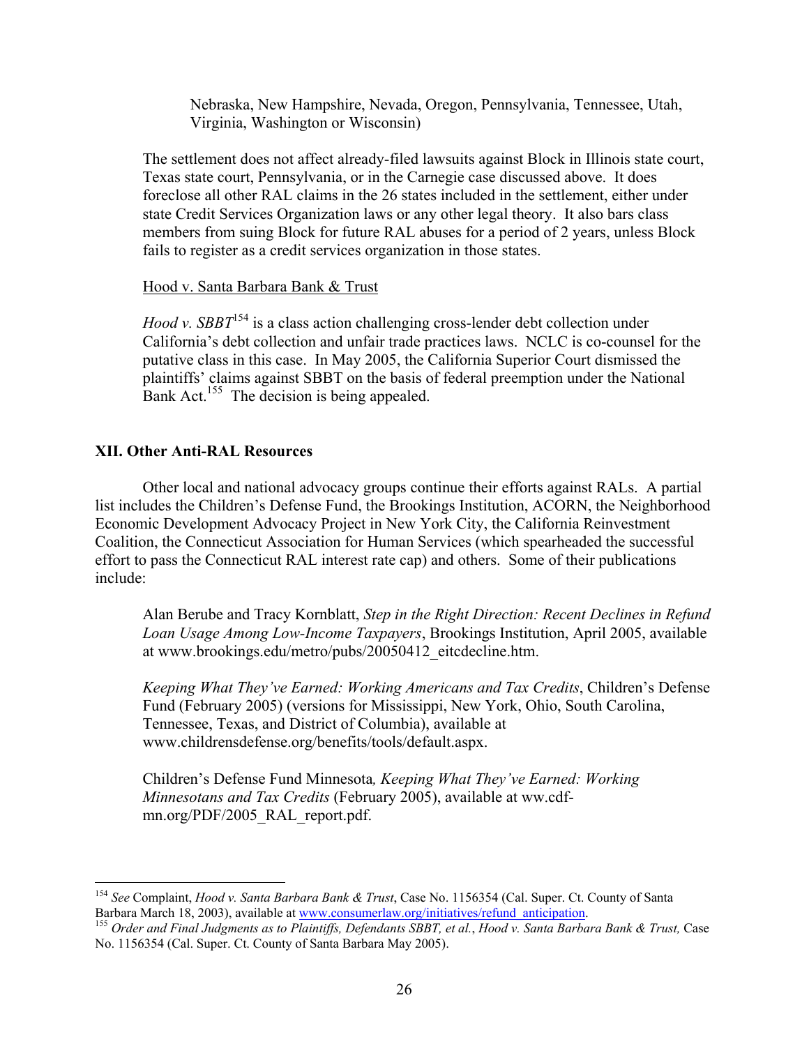Nebraska, New Hampshire, Nevada, Oregon, Pennsylvania, Tennessee, Utah, Virginia, Washington or Wisconsin)

The settlement does not affect already-filed lawsuits against Block in Illinois state court, Texas state court, Pennsylvania, or in the Carnegie case discussed above. It does foreclose all other RAL claims in the 26 states included in the settlement, either under state Credit Services Organization laws or any other legal theory. It also bars class members from suing Block for future RAL abuses for a period of 2 years, unless Block fails to register as a credit services organization in those states.

Hood v. Santa Barbara Bank & Trust

*Hood v. SBBT*[154] is a class action challenging cross-lender debt collection under California's debt collection and unfair trade practices laws. NCLC is co-counsel for the putative class in this case. In May 2005, the California Superior Court dismissed the plaintiffs' claims against SBBT on the basis of federal preemption under the National Bank Act.[155] The decision is being appealed.

## XII. Other Anti-RAL Resources

Other local and national advocacy groups continue their efforts against RALs. A partial list includes the Children's Defense Fund, the Brookings Institution, ACORN, the Neighborhood Economic Development Advocacy Project in New York City, the California Reinvestment Coalition, the Connecticut Association for Human Services (which spearheaded the successful effort to pass the Connecticut RAL interest rate cap) and others. Some of their publications include:

Alan Berube and Tracy Kornblatt, *Step in the Right Direction: Recent Declines in Refund Loan Usage Among Low-Income Taxpayers*, Brookings Institution, April 2005, available at www.brookings.edu/metro/pubs/20050412_eitcdecline.htm.

*Keeping What They've Earned: Working Americans and Tax Credits*, Children's Defense Fund (February 2005) (versions for Mississippi, New York, Ohio, South Carolina, Tennessee, Texas, and District of Columbia), available at www.childrensdefense.org/benefits/tools/default.aspx.

Children's Defense Fund Minnesota*, Keeping What They've Earned: Working Minnesotans and Tax Credits* (February 2005), available at ww.cdf-mn.org/PDF/2005_RAL_report.pdf.

---

[154] *See* Complaint, *Hood v. Santa Barbara Bank & Trust*, Case No. 1156354 (Cal. Super. Ct. County of Santa Barbara March 18, 2003), available at www.consumerlaw.org/initiatives/refund_anticipation.

[155] *Order and Final Judgments as to Plaintiffs, Defendants SBBT, et al.*, *Hood v. Santa Barbara Bank & Trust,* Case No. 1156354 (Cal. Super. Ct. County of Santa Barbara May 2005).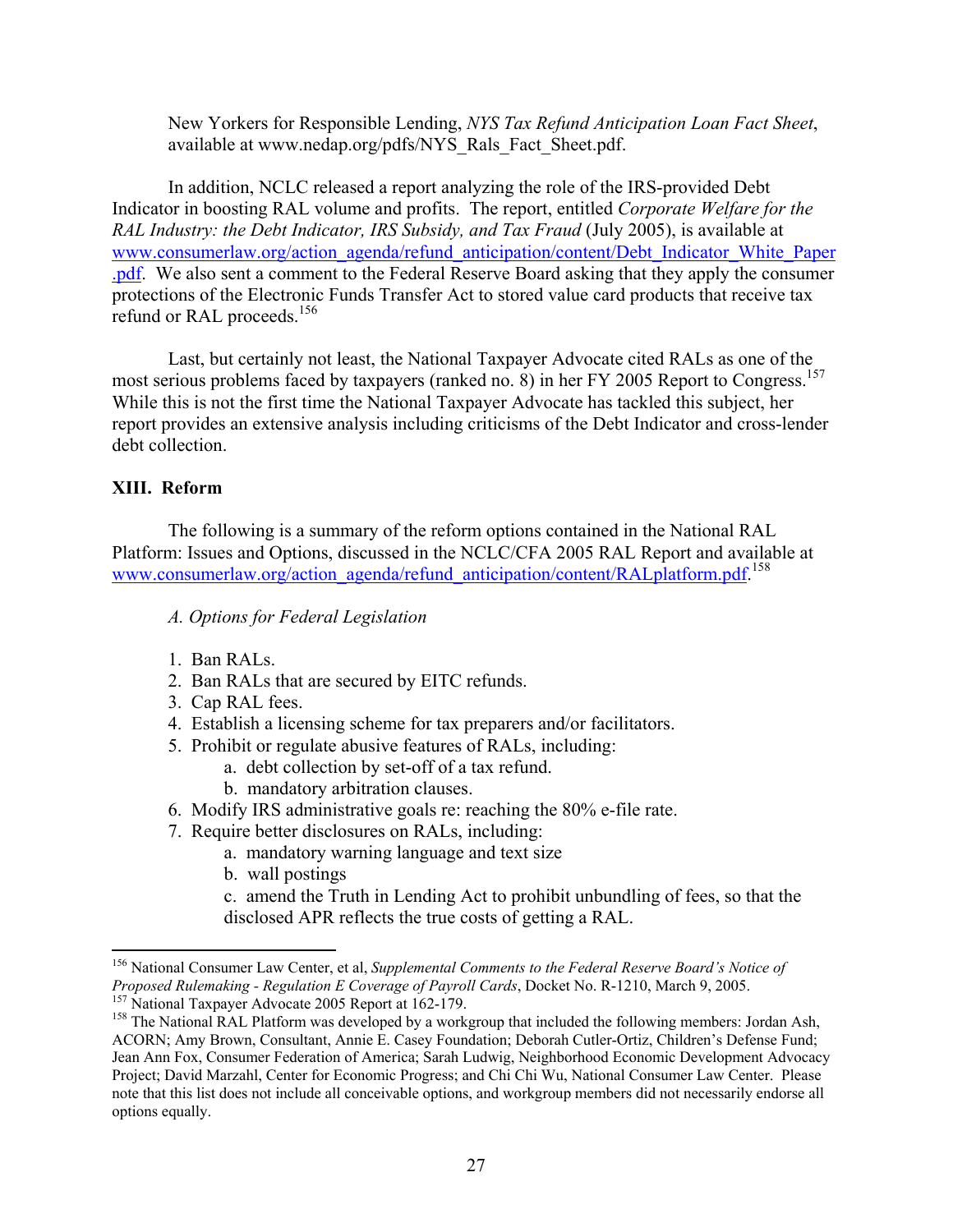New Yorkers for Responsible Lending, *NYS Tax Refund Anticipation Loan Fact Sheet*, available at www.nedap.org/pdfs/NYS_Rals_Fact_Sheet.pdf.

In addition, NCLC released a report analyzing the role of the IRS-provided Debt Indicator in boosting RAL volume and profits. The report, entitled *Corporate Welfare for the RAL Industry: the Debt Indicator, IRS Subsidy, and Tax Fraud* (July 2005), is available at www.consumerlaw.org/action_agenda/refund_anticipation/content/Debt_Indicator_White_Paper.pdf. We also sent a comment to the Federal Reserve Board asking that they apply the consumer protections of the Electronic Funds Transfer Act to stored value card products that receive tax refund or RAL proceeds.[156]

Last, but certainly not least, the National Taxpayer Advocate cited RALs as one of the most serious problems faced by taxpayers (ranked no. 8) in her FY 2005 Report to Congress.[157] While this is not the first time the National Taxpayer Advocate has tackled this subject, her report provides an extensive analysis including criticisms of the Debt Indicator and cross-lender debt collection.

## XIII. Reform

The following is a summary of the reform options contained in the National RAL Platform: Issues and Options, discussed in the NCLC/CFA 2005 RAL Report and available at www.consumerlaw.org/action_agenda/refund_anticipation/content/RALplatform.pdf.[158]

### *A. Options for Federal Legislation*

1. Ban RALs.
2. Ban RALs that are secured by EITC refunds.
3. Cap RAL fees.
4. Establish a licensing scheme for tax preparers and/or facilitators.
5. Prohibit or regulate abusive features of RALs, including:
   a. debt collection by set-off of a tax refund.
   b. mandatory arbitration clauses.
6. Modify IRS administrative goals re: reaching the 80% e-file rate.
7. Require better disclosures on RALs, including:
   a. mandatory warning language and text size
   b. wall postings
   c. amend the Truth in Lending Act to prohibit unbundling of fees, so that the disclosed APR reflects the true costs of getting a RAL.

---

[156] National Consumer Law Center, et al, *Supplemental Comments to the Federal Reserve Board's Notice of Proposed Rulemaking - Regulation E Coverage of Payroll Cards*, Docket No. R-1210, March 9, 2005.

[157] National Taxpayer Advocate 2005 Report at 162-179.

[158] The National RAL Platform was developed by a workgroup that included the following members: Jordan Ash, ACORN; Amy Brown, Consultant, Annie E. Casey Foundation; Deborah Cutler-Ortiz, Children's Defense Fund; Jean Ann Fox, Consumer Federation of America; Sarah Ludwig, Neighborhood Economic Development Advocacy Project; David Marzahl, Center for Economic Progress; and Chi Chi Wu, National Consumer Law Center. Please note that this list does not include all conceivable options, and workgroup members did not necessarily endorse all options equally.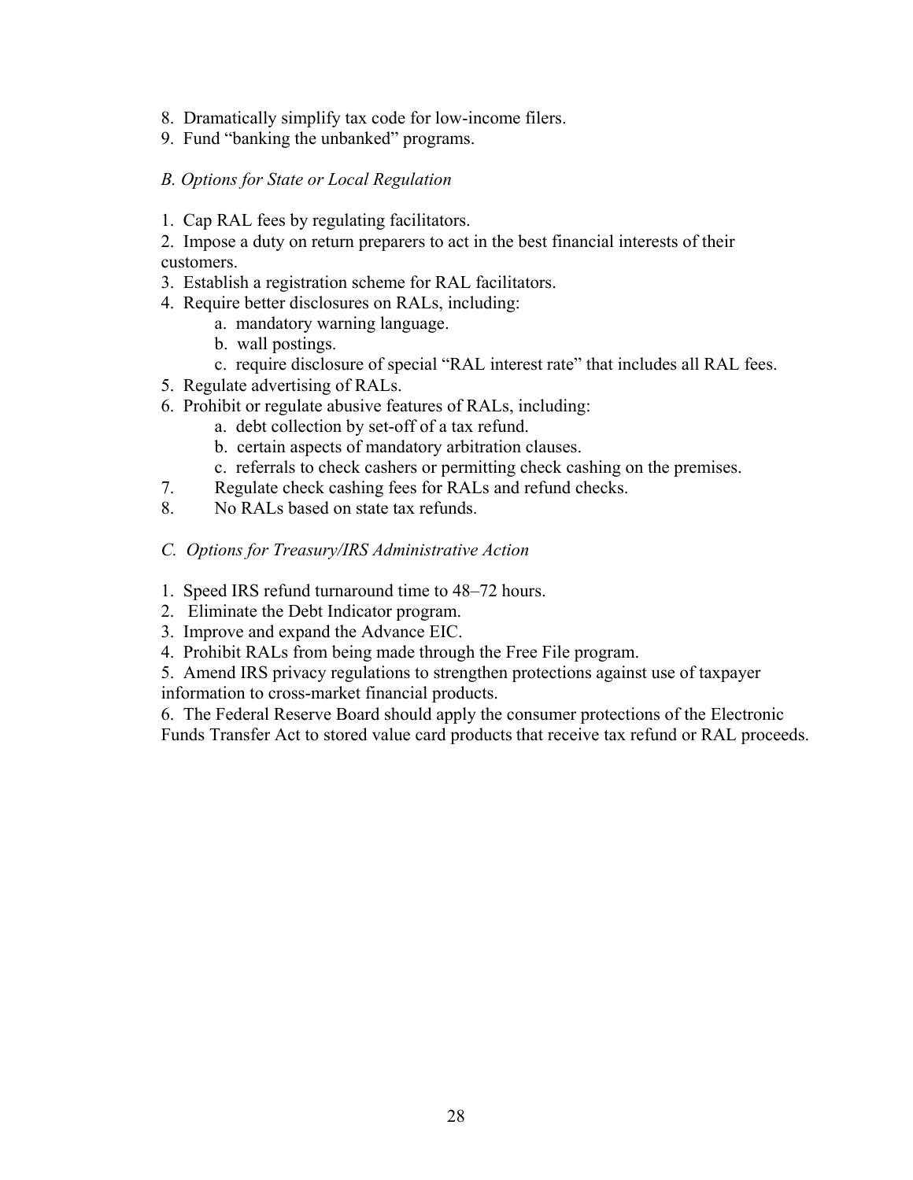8. Dramatically simplify tax code for low-income filers.
9. Fund "banking the unbanked" programs.

*B. Options for State or Local Regulation*

1. Cap RAL fees by regulating facilitators.
2. Impose a duty on return preparers to act in the best financial interests of their customers.
3. Establish a registration scheme for RAL facilitators.
4. Require better disclosures on RALs, including:
   a. mandatory warning language.
   b. wall postings.
   c. require disclosure of special "RAL interest rate" that includes all RAL fees.
5. Regulate advertising of RALs.
6. Prohibit or regulate abusive features of RALs, including:
   a. debt collection by set-off of a tax refund.
   b. certain aspects of mandatory arbitration clauses.
   c. referrals to check cashers or permitting check cashing on the premises.
7. Regulate check cashing fees for RALs and refund checks.
8. No RALs based on state tax refunds.

*C. Options for Treasury/IRS Administrative Action*

1. Speed IRS refund turnaround time to 48–72 hours.
2. Eliminate the Debt Indicator program.
3. Improve and expand the Advance EIC.
4. Prohibit RALs from being made through the Free File program.
5. Amend IRS privacy regulations to strengthen protections against use of taxpayer information to cross-market financial products.
6. The Federal Reserve Board should apply the consumer protections of the Electronic Funds Transfer Act to stored value card products that receive tax refund or RAL proceeds.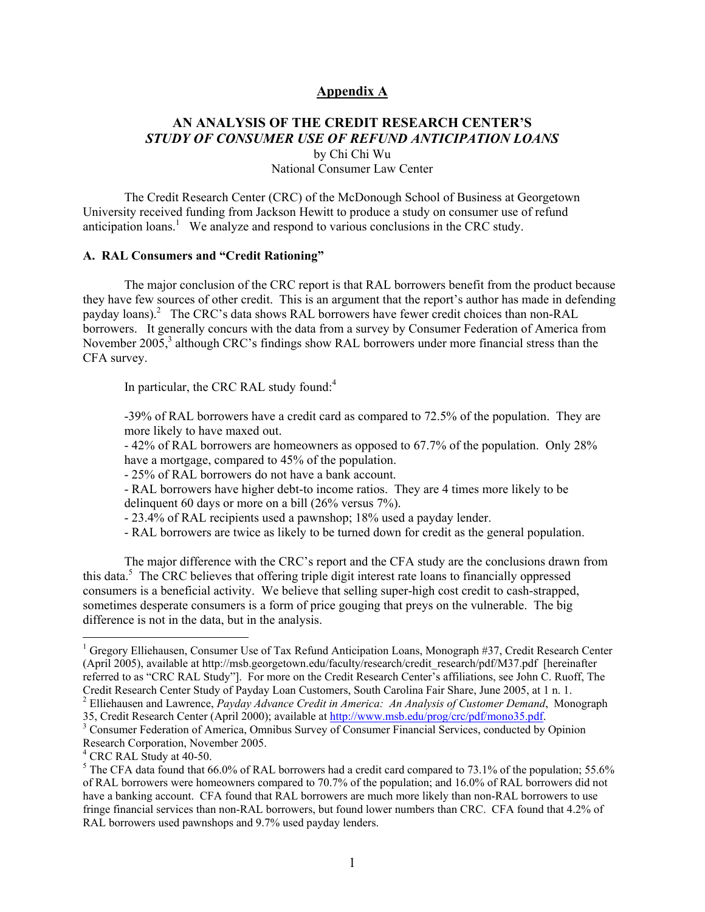## Appendix A

### AN ANALYSIS OF THE CREDIT RESEARCH CENTER'S *STUDY OF CONSUMER USE OF REFUND ANTICIPATION LOANS*

by Chi Chi Wu
National Consumer Law Center

The Credit Research Center (CRC) of the McDonough School of Business at Georgetown University received funding from Jackson Hewitt to produce a study on consumer use of refund anticipation loans.[1] We analyze and respond to various conclusions in the CRC study.

#### A. RAL Consumers and "Credit Rationing"

The major conclusion of the CRC report is that RAL borrowers benefit from the product because they have few sources of other credit. This is an argument that the report's author has made in defending payday loans).[2] The CRC's data shows RAL borrowers have fewer credit choices than non-RAL borrowers. It generally concurs with the data from a survey by Consumer Federation of America from November 2005,[3] although CRC's findings show RAL borrowers under more financial stress than the CFA survey.

In particular, the CRC RAL study found:[4]

-39% of RAL borrowers have a credit card as compared to 72.5% of the population. They are more likely to have maxed out.
- 42% of RAL borrowers are homeowners as opposed to 67.7% of the population. Only 28% have a mortgage, compared to 45% of the population.
- 25% of RAL borrowers do not have a bank account.
- RAL borrowers have higher debt-to income ratios. They are 4 times more likely to be delinquent 60 days or more on a bill (26% versus 7%).
- 23.4% of RAL recipients used a pawnshop; 18% used a payday lender.
- RAL borrowers are twice as likely to be turned down for credit as the general population.

The major difference with the CRC's report and the CFA study are the conclusions drawn from this data.[5] The CRC believes that offering triple digit interest rate loans to financially oppressed consumers is a beneficial activity. We believe that selling super-high cost credit to cash-strapped, sometimes desperate consumers is a form of price gouging that preys on the vulnerable. The big difference is not in the data, but in the analysis.

---

[1] Gregory Elliehausen, Consumer Use of Tax Refund Anticipation Loans, Monograph #37, Credit Research Center (April 2005), available at http://msb.georgetown.edu/faculty/research/credit_research/pdf/M37.pdf [hereinafter referred to as "CRC RAL Study"]. For more on the Credit Research Center's affiliations, see John C. Ruoff, The Credit Research Center Study of Payday Loan Customers, South Carolina Fair Share, June 2005, at 1 n. 1.

[2] Elliehausen and Lawrence, *Payday Advance Credit in America: An Analysis of Customer Demand*, Monograph 35, Credit Research Center (April 2000); available at http://www.msb.edu/prog/crc/pdf/mono35.pdf.

[3] Consumer Federation of America, Omnibus Survey of Consumer Financial Services, conducted by Opinion Research Corporation, November 2005.

[4] CRC RAL Study at 40-50.

[5] The CFA data found that 66.0% of RAL borrowers had a credit card compared to 73.1% of the population; 55.6% of RAL borrowers were homeowners compared to 70.7% of the population; and 16.0% of RAL borrowers did not have a banking account. CFA found that RAL borrowers are much more likely than non-RAL borrowers to use fringe financial services than non-RAL borrowers, but found lower numbers than CRC. CFA found that 4.2% of RAL borrowers used pawnshops and 9.7% used payday lenders.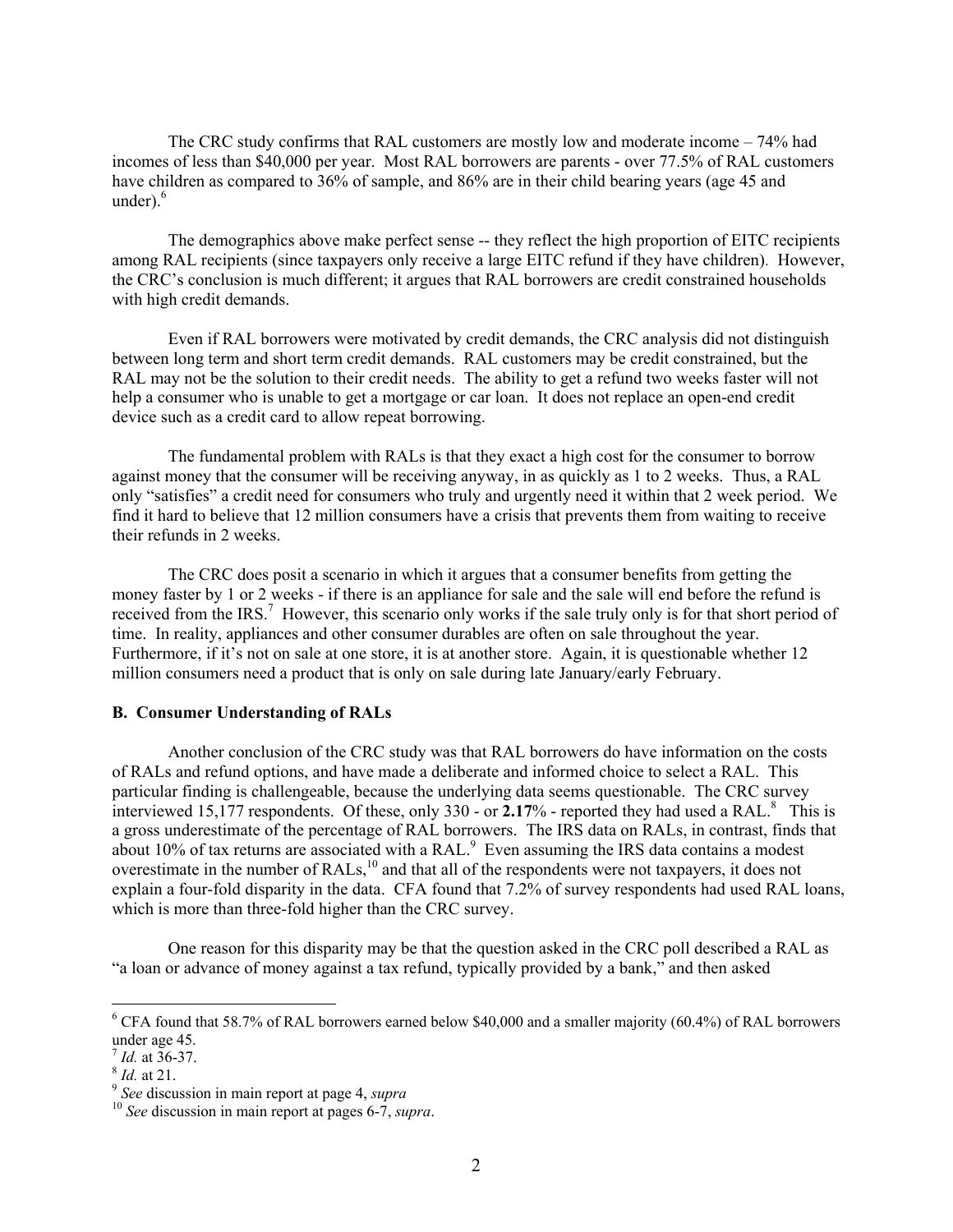The CRC study confirms that RAL customers are mostly low and moderate income – 74% had incomes of less than $40,000 per year. Most RAL borrowers are parents - over 77.5% of RAL customers have children as compared to 36% of sample, and 86% are in their child bearing years (age 45 and under).[6]

The demographics above make perfect sense -- they reflect the high proportion of EITC recipients among RAL recipients (since taxpayers only receive a large EITC refund if they have children). However, the CRC's conclusion is much different; it argues that RAL borrowers are credit constrained households with high credit demands.

Even if RAL borrowers were motivated by credit demands, the CRC analysis did not distinguish between long term and short term credit demands. RAL customers may be credit constrained, but the RAL may not be the solution to their credit needs. The ability to get a refund two weeks faster will not help a consumer who is unable to get a mortgage or car loan. It does not replace an open-end credit device such as a credit card to allow repeat borrowing.

The fundamental problem with RALs is that they exact a high cost for the consumer to borrow against money that the consumer will be receiving anyway, in as quickly as 1 to 2 weeks. Thus, a RAL only "satisfies" a credit need for consumers who truly and urgently need it within that 2 week period. We find it hard to believe that 12 million consumers have a crisis that prevents them from waiting to receive their refunds in 2 weeks.

The CRC does posit a scenario in which it argues that a consumer benefits from getting the money faster by 1 or 2 weeks - if there is an appliance for sale and the sale will end before the refund is received from the IRS.[7] However, this scenario only works if the sale truly only is for that short period of time. In reality, appliances and other consumer durables are often on sale throughout the year. Furthermore, if it's not on sale at one store, it is at another store. Again, it is questionable whether 12 million consumers need a product that is only on sale during late January/early February.

**B. Consumer Understanding of RALs**

Another conclusion of the CRC study was that RAL borrowers do have information on the costs of RALs and refund options, and have made a deliberate and informed choice to select a RAL. This particular finding is challengeable, because the underlying data seems questionable. The CRC survey interviewed 15,177 respondents. Of these, only 330 - or **2.17**% - reported they had used a RAL.[8] This is a gross underestimate of the percentage of RAL borrowers. The IRS data on RALs, in contrast, finds that about 10% of tax returns are associated with a RAL.[9] Even assuming the IRS data contains a modest overestimate in the number of RALs,[10] and that all of the respondents were not taxpayers, it does not explain a four-fold disparity in the data. CFA found that 7.2% of survey respondents had used RAL loans, which is more than three-fold higher than the CRC survey.

One reason for this disparity may be that the question asked in the CRC poll described a RAL as "a loan or advance of money against a tax refund, typically provided by a bank," and then asked

---

[6] CFA found that 58.7% of RAL borrowers earned below $40,000 and a smaller majority (60.4%) of RAL borrowers under age 45.

[7] *Id.* at 36-37.

[8] *Id.* at 21.

[9] *See* discussion in main report at page 4, *supra*

[10] *See* discussion in main report at pages 6-7, *supra*.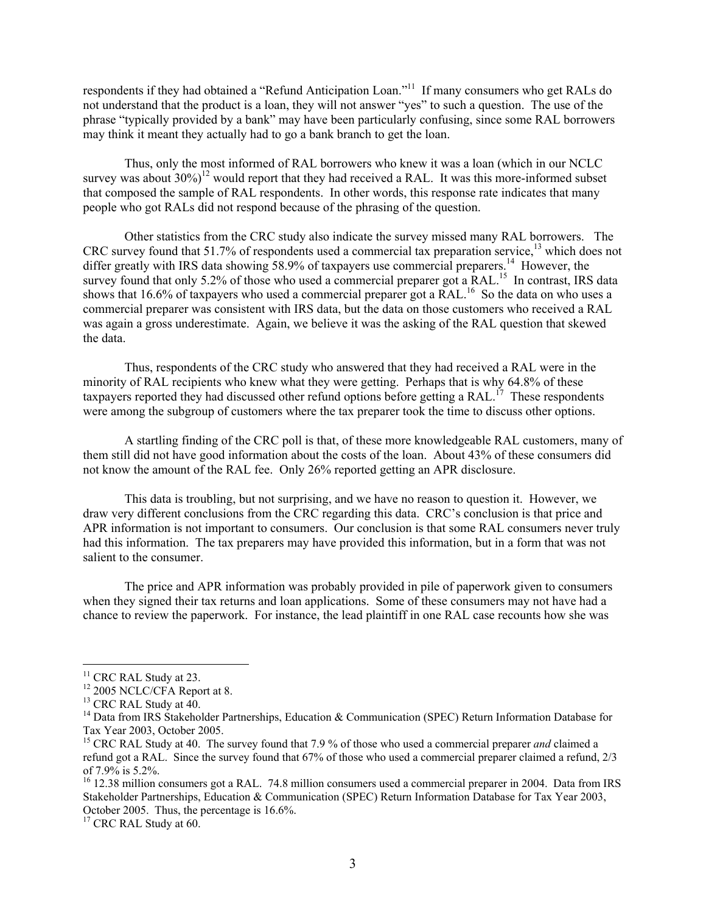respondents if they had obtained a "Refund Anticipation Loan."[11] If many consumers who get RALs do not understand that the product is a loan, they will not answer "yes" to such a question. The use of the phrase "typically provided by a bank" may have been particularly confusing, since some RAL borrowers may think it meant they actually had to go a bank branch to get the loan.

Thus, only the most informed of RAL borrowers who knew it was a loan (which in our NCLC survey was about 30%)[12] would report that they had received a RAL. It was this more-informed subset that composed the sample of RAL respondents. In other words, this response rate indicates that many people who got RALs did not respond because of the phrasing of the question.

Other statistics from the CRC study also indicate the survey missed many RAL borrowers. The CRC survey found that 51.7% of respondents used a commercial tax preparation service,[13] which does not differ greatly with IRS data showing 58.9% of taxpayers use commercial preparers.[14] However, the survey found that only 5.2% of those who used a commercial preparer got a RAL.[15] In contrast, IRS data shows that 16.6% of taxpayers who used a commercial preparer got a RAL.[16] So the data on who uses a commercial preparer was consistent with IRS data, but the data on those customers who received a RAL was again a gross underestimate. Again, we believe it was the asking of the RAL question that skewed the data.

Thus, respondents of the CRC study who answered that they had received a RAL were in the minority of RAL recipients who knew what they were getting. Perhaps that is why 64.8% of these taxpayers reported they had discussed other refund options before getting a RAL.[17] These respondents were among the subgroup of customers where the tax preparer took the time to discuss other options.

A startling finding of the CRC poll is that, of these more knowledgeable RAL customers, many of them still did not have good information about the costs of the loan. About 43% of these consumers did not know the amount of the RAL fee. Only 26% reported getting an APR disclosure.

This data is troubling, but not surprising, and we have no reason to question it. However, we draw very different conclusions from the CRC regarding this data. CRC's conclusion is that price and APR information is not important to consumers. Our conclusion is that some RAL consumers never truly had this information. The tax preparers may have provided this information, but in a form that was not salient to the consumer.

The price and APR information was probably provided in pile of paperwork given to consumers when they signed their tax returns and loan applications. Some of these consumers may not have had a chance to review the paperwork. For instance, the lead plaintiff in one RAL case recounts how she was

---

[11] CRC RAL Study at 23.

[12] 2005 NCLC/CFA Report at 8.

[13] CRC RAL Study at 40.

[14] Data from IRS Stakeholder Partnerships, Education & Communication (SPEC) Return Information Database for Tax Year 2003, October 2005.

[15] CRC RAL Study at 40. The survey found that 7.9 % of those who used a commercial preparer *and* claimed a refund got a RAL. Since the survey found that 67% of those who used a commercial preparer claimed a refund, 2/3 of 7.9% is 5.2%.

[16] 12.38 million consumers got a RAL. 74.8 million consumers used a commercial preparer in 2004. Data from IRS Stakeholder Partnerships, Education & Communication (SPEC) Return Information Database for Tax Year 2003, October 2005. Thus, the percentage is 16.6%.

[17] CRC RAL Study at 60.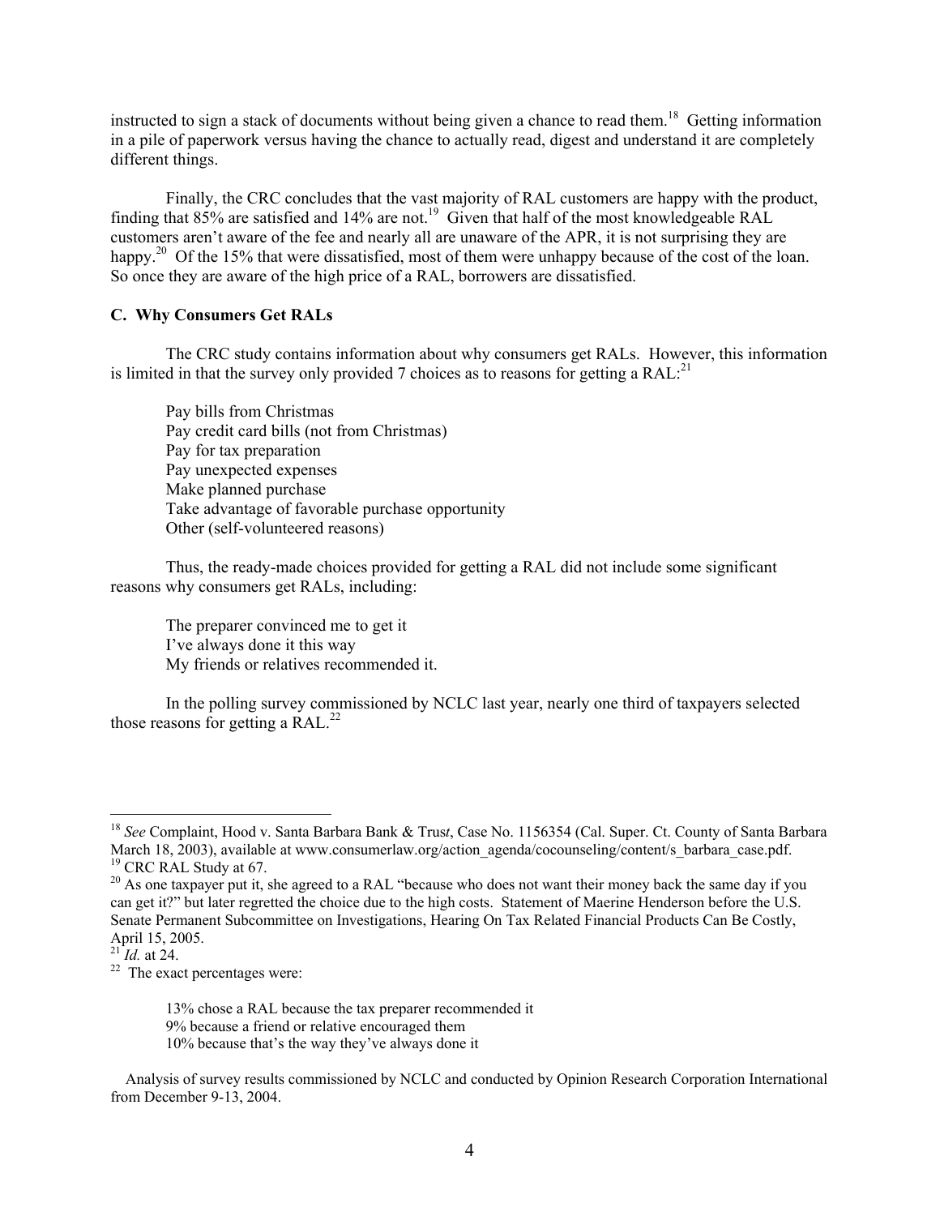instructed to sign a stack of documents without being given a chance to read them.[18] Getting information in a pile of paperwork versus having the chance to actually read, digest and understand it are completely different things.

Finally, the CRC concludes that the vast majority of RAL customers are happy with the product, finding that 85% are satisfied and 14% are not.[19] Given that half of the most knowledgeable RAL customers aren't aware of the fee and nearly all are unaware of the APR, it is not surprising they are happy.[20] Of the 15% that were dissatisfied, most of them were unhappy because of the cost of the loan. So once they are aware of the high price of a RAL, borrowers are dissatisfied.

**C. Why Consumers Get RALs**

The CRC study contains information about why consumers get RALs. However, this information is limited in that the survey only provided 7 choices as to reasons for getting a RAL:[21]

Pay bills from Christmas
Pay credit card bills (not from Christmas)
Pay for tax preparation
Pay unexpected expenses
Make planned purchase
Take advantage of favorable purchase opportunity
Other (self-volunteered reasons)

Thus, the ready-made choices provided for getting a RAL did not include some significant reasons why consumers get RALs, including:

The preparer convinced me to get it
I've always done it this way
My friends or relatives recommended it.

In the polling survey commissioned by NCLC last year, nearly one third of taxpayers selected those reasons for getting a RAL.[22]

---

[18] *See* Complaint, Hood v. Santa Barbara Bank & Trus*t*, Case No. 1156354 (Cal. Super. Ct. County of Santa Barbara March 18, 2003), available at www.consumerlaw.org/action_agenda/cocounseling/content/s_barbara_case.pdf.

[19] CRC RAL Study at 67.

[20] As one taxpayer put it, she agreed to a RAL "because who does not want their money back the same day if you can get it?" but later regretted the choice due to the high costs. Statement of Maerine Henderson before the U.S. Senate Permanent Subcommittee on Investigations, Hearing On Tax Related Financial Products Can Be Costly, April 15, 2005.

[21] *Id.* at 24.

[22] The exact percentages were:

13% chose a RAL because the tax preparer recommended it
9% because a friend or relative encouraged them
10% because that's the way they've always done it

Analysis of survey results commissioned by NCLC and conducted by Opinion Research Corporation International from December 9-13, 2004.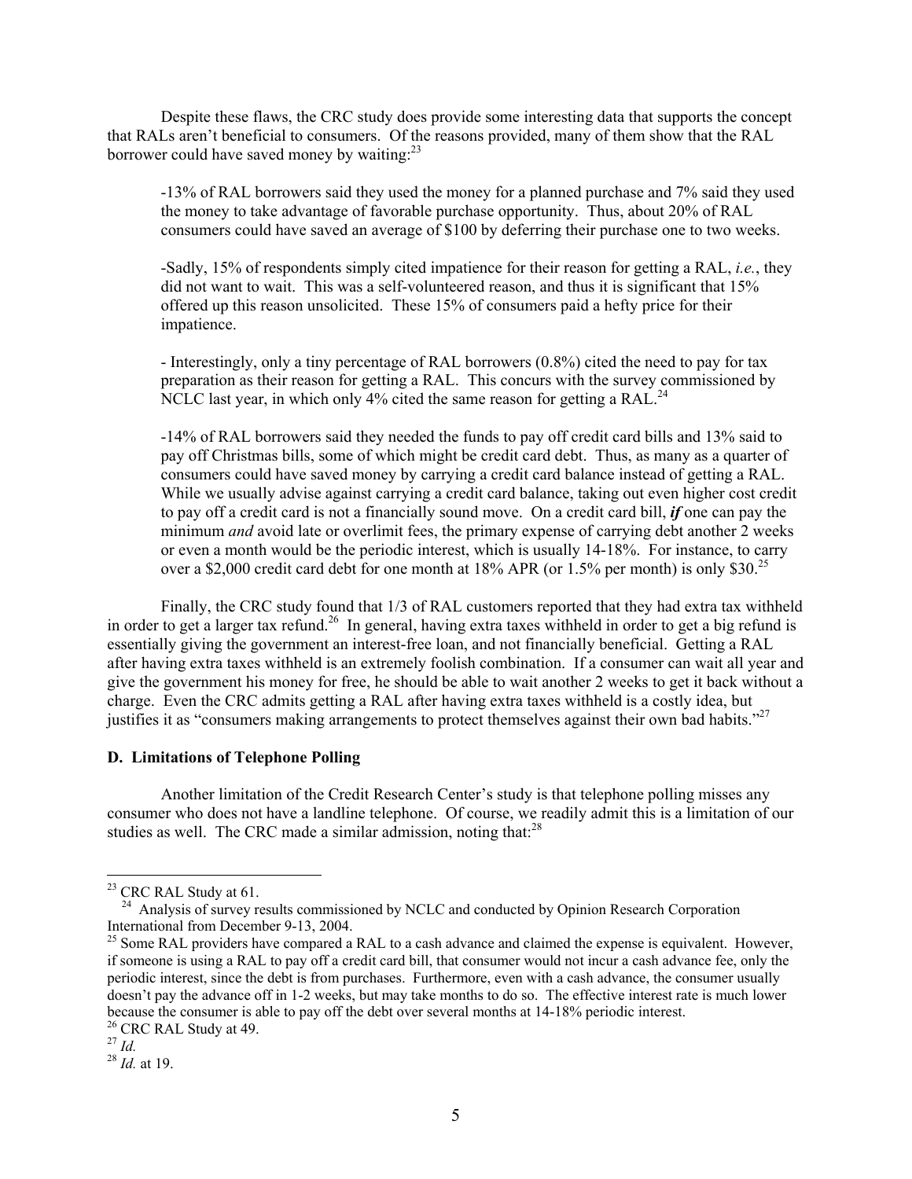Despite these flaws, the CRC study does provide some interesting data that supports the concept that RALs aren't beneficial to consumers. Of the reasons provided, many of them show that the RAL borrower could have saved money by waiting:[23]

-13% of RAL borrowers said they used the money for a planned purchase and 7% said they used the money to take advantage of favorable purchase opportunity. Thus, about 20% of RAL consumers could have saved an average of $100 by deferring their purchase one to two weeks.

-Sadly, 15% of respondents simply cited impatience for their reason for getting a RAL, *i.e.*, they did not want to wait. This was a self-volunteered reason, and thus it is significant that 15% offered up this reason unsolicited. These 15% of consumers paid a hefty price for their impatience.

- Interestingly, only a tiny percentage of RAL borrowers (0.8%) cited the need to pay for tax preparation as their reason for getting a RAL. This concurs with the survey commissioned by NCLC last year, in which only 4% cited the same reason for getting a RAL.[24]

-14% of RAL borrowers said they needed the funds to pay off credit card bills and 13% said to pay off Christmas bills, some of which might be credit card debt. Thus, as many as a quarter of consumers could have saved money by carrying a credit card balance instead of getting a RAL. While we usually advise against carrying a credit card balance, taking out even higher cost credit to pay off a credit card is not a financially sound move. On a credit card bill, ***if*** one can pay the minimum *and* avoid late or overlimit fees, the primary expense of carrying debt another 2 weeks or even a month would be the periodic interest, which is usually 14-18%. For instance, to carry over a $2,000 credit card debt for one month at 18% APR (or 1.5% per month) is only $30.[25]

Finally, the CRC study found that 1/3 of RAL customers reported that they had extra tax withheld in order to get a larger tax refund.[26] In general, having extra taxes withheld in order to get a big refund is essentially giving the government an interest-free loan, and not financially beneficial. Getting a RAL after having extra taxes withheld is an extremely foolish combination. If a consumer can wait all year and give the government his money for free, he should be able to wait another 2 weeks to get it back without a charge. Even the CRC admits getting a RAL after having extra taxes withheld is a costly idea, but justifies it as "consumers making arrangements to protect themselves against their own bad habits."[27]

### D. Limitations of Telephone Polling

Another limitation of the Credit Research Center's study is that telephone polling misses any consumer who does not have a landline telephone. Of course, we readily admit this is a limitation of our studies as well. The CRC made a similar admission, noting that:[28]

---

[23] CRC RAL Study at 61.

[24] Analysis of survey results commissioned by NCLC and conducted by Opinion Research Corporation International from December 9-13, 2004.

[25] Some RAL providers have compared a RAL to a cash advance and claimed the expense is equivalent. However, if someone is using a RAL to pay off a credit card bill, that consumer would not incur a cash advance fee, only the periodic interest, since the debt is from purchases. Furthermore, even with a cash advance, the consumer usually doesn't pay the advance off in 1-2 weeks, but may take months to do so. The effective interest rate is much lower because the consumer is able to pay off the debt over several months at 14-18% periodic interest.

[26] CRC RAL Study at 49.

[27] *Id.*

[28] *Id.* at 19.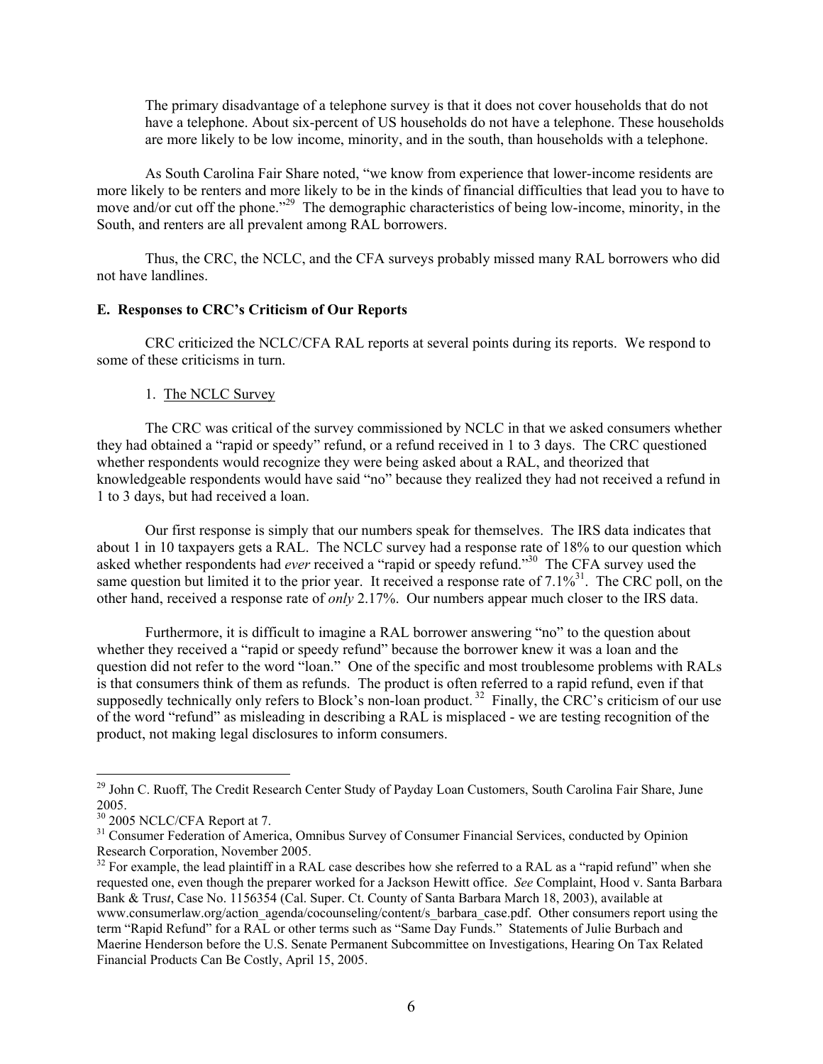The primary disadvantage of a telephone survey is that it does not cover households that do not have a telephone. About six-percent of US households do not have a telephone. These households are more likely to be low income, minority, and in the south, than households with a telephone.

As South Carolina Fair Share noted, "we know from experience that lower-income residents are more likely to be renters and more likely to be in the kinds of financial difficulties that lead you to have to move and/or cut off the phone."[29] The demographic characteristics of being low-income, minority, in the South, and renters are all prevalent among RAL borrowers.

Thus, the CRC, the NCLC, and the CFA surveys probably missed many RAL borrowers who did not have landlines.

**E. Responses to CRC's Criticism of Our Reports**

CRC criticized the NCLC/CFA RAL reports at several points during its reports. We respond to some of these criticisms in turn.

1. The NCLC Survey

The CRC was critical of the survey commissioned by NCLC in that we asked consumers whether they had obtained a "rapid or speedy" refund, or a refund received in 1 to 3 days. The CRC questioned whether respondents would recognize they were being asked about a RAL, and theorized that knowledgeable respondents would have said "no" because they realized they had not received a refund in 1 to 3 days, but had received a loan.

Our first response is simply that our numbers speak for themselves. The IRS data indicates that about 1 in 10 taxpayers gets a RAL. The NCLC survey had a response rate of 18% to our question which asked whether respondents had *ever* received a "rapid or speedy refund."[30] The CFA survey used the same question but limited it to the prior year. It received a response rate of 7.1%[31]. The CRC poll, on the other hand, received a response rate of *only* 2.17%. Our numbers appear much closer to the IRS data.

Furthermore, it is difficult to imagine a RAL borrower answering "no" to the question about whether they received a "rapid or speedy refund" because the borrower knew it was a loan and the question did not refer to the word "loan." One of the specific and most troublesome problems with RALs is that consumers think of them as refunds. The product is often referred to a rapid refund, even if that supposedly technically only refers to Block's non-loan product.[32] Finally, the CRC's criticism of our use of the word "refund" as misleading in describing a RAL is misplaced - we are testing recognition of the product, not making legal disclosures to inform consumers.

---

[29] John C. Ruoff, The Credit Research Center Study of Payday Loan Customers, South Carolina Fair Share, June 2005.

[30] 2005 NCLC/CFA Report at 7.

[31] Consumer Federation of America, Omnibus Survey of Consumer Financial Services, conducted by Opinion Research Corporation, November 2005.

[32] For example, the lead plaintiff in a RAL case describes how she referred to a RAL as a "rapid refund" when she requested one, even though the preparer worked for a Jackson Hewitt office. *See* Complaint, Hood v. Santa Barbara Bank & Trus*t*, Case No. 1156354 (Cal. Super. Ct. County of Santa Barbara March 18, 2003), available at www.consumerlaw.org/action_agenda/cocounseling/content/s_barbara_case.pdf. Other consumers report using the term "Rapid Refund" for a RAL or other terms such as "Same Day Funds." Statements of Julie Burbach and Maerine Henderson before the U.S. Senate Permanent Subcommittee on Investigations, Hearing On Tax Related Financial Products Can Be Costly, April 15, 2005.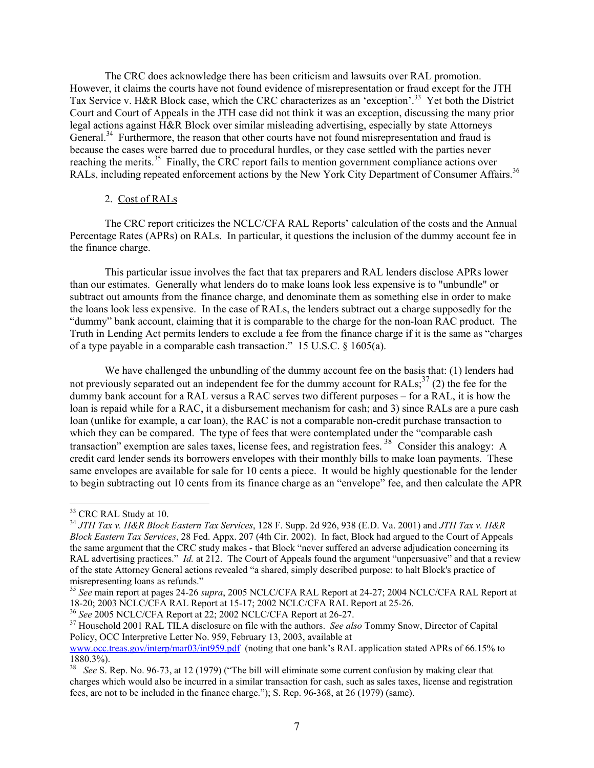The CRC does acknowledge there has been criticism and lawsuits over RAL promotion. However, it claims the courts have not found evidence of misrepresentation or fraud except for the JTH Tax Service v. H&R Block case, which the CRC characterizes as an 'exception'.[33] Yet both the District Court and Court of Appeals in the JTH case did not think it was an exception, discussing the many prior legal actions against H&R Block over similar misleading advertising, especially by state Attorneys General.[34] Furthermore, the reason that other courts have not found misrepresentation and fraud is because the cases were barred due to procedural hurdles, or they case settled with the parties never reaching the merits.[35] Finally, the CRC report fails to mention government compliance actions over RALs, including repeated enforcement actions by the New York City Department of Consumer Affairs.[36]

2. Cost of RALs

The CRC report criticizes the NCLC/CFA RAL Reports' calculation of the costs and the Annual Percentage Rates (APRs) on RALs. In particular, it questions the inclusion of the dummy account fee in the finance charge.

This particular issue involves the fact that tax preparers and RAL lenders disclose APRs lower than our estimates. Generally what lenders do to make loans look less expensive is to "unbundle" or subtract out amounts from the finance charge, and denominate them as something else in order to make the loans look less expensive. In the case of RALs, the lenders subtract out a charge supposedly for the "dummy" bank account, claiming that it is comparable to the charge for the non-loan RAC product. The Truth in Lending Act permits lenders to exclude a fee from the finance charge if it is the same as "charges of a type payable in a comparable cash transaction." 15 U.S.C. § 1605(a).

We have challenged the unbundling of the dummy account fee on the basis that: (1) lenders had not previously separated out an independent fee for the dummy account for RALs;[37] (2) the fee for the dummy bank account for a RAL versus a RAC serves two different purposes – for a RAL, it is how the loan is repaid while for a RAC, it a disbursement mechanism for cash; and 3) since RALs are a pure cash loan (unlike for example, a car loan), the RAC is not a comparable non-credit purchase transaction to which they can be compared. The type of fees that were contemplated under the "comparable cash transaction" exemption are sales taxes, license fees, and registration fees.[38] Consider this analogy: A credit card lender sends its borrowers envelopes with their monthly bills to make loan payments. These same envelopes are available for sale for 10 cents a piece. It would be highly questionable for the lender to begin subtracting out 10 cents from its finance charge as an "envelope" fee, and then calculate the APR

---

[33] CRC RAL Study at 10.

[34] *JTH Tax v. H&R Block Eastern Tax Services*, 128 F. Supp. 2d 926, 938 (E.D. Va. 2001) and *JTH Tax v. H&R Block Eastern Tax Services*, 28 Fed. Appx. 207 (4th Cir. 2002). In fact, Block had argued to the Court of Appeals the same argument that the CRC study makes - that Block "never suffered an adverse adjudication concerning its RAL advertising practices." *Id.* at 212. The Court of Appeals found the argument "unpersuasive" and that a review of the state Attorney General actions revealed "a shared, simply described purpose: to halt Block's practice of misrepresenting loans as refunds."

[35] *See* main report at pages 24-26 *supra*, 2005 NCLC/CFA RAL Report at 24-27; 2004 NCLC/CFA RAL Report at 18-20; 2003 NCLC/CFA RAL Report at 15-17; 2002 NCLC/CFA RAL Report at 25-26.

[36] *See* 2005 NCLC/CFA Report at 22; 2002 NCLC/CFA Report at 26-27.

[37] Household 2001 RAL TILA disclosure on file with the authors. *See also* Tommy Snow, Director of Capital Policy, OCC Interpretive Letter No. 959, February 13, 2003, available at www.occ.treas.gov/interp/mar03/int959.pdf (noting that one bank's RAL application stated APRs of 66.15% to 1880.3%).

[38] *See* S. Rep. No. 96-73, at 12 (1979) ("The bill will eliminate some current confusion by making clear that charges which would also be incurred in a similar transaction for cash, such as sales taxes, license and registration fees, are not to be included in the finance charge."); S. Rep. 96-368, at 26 (1979) (same).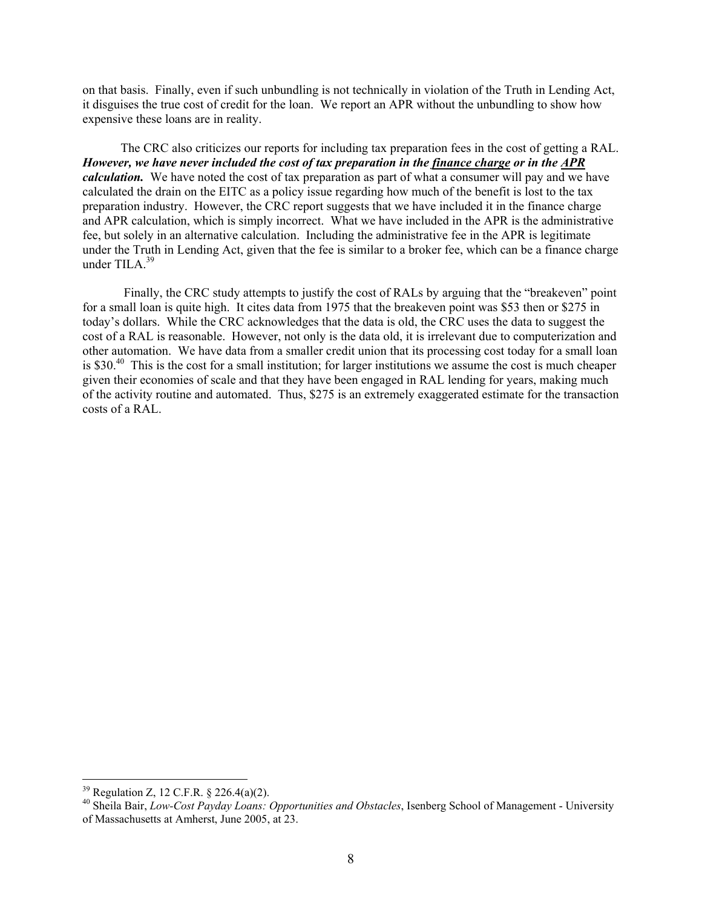on that basis. Finally, even if such unbundling is not technically in violation of the Truth in Lending Act, it disguises the true cost of credit for the loan. We report an APR without the unbundling to show how expensive these loans are in reality.

The CRC also criticizes our reports for including tax preparation fees in the cost of getting a RAL. ***However, we have never included the cost of tax preparation in the <u>finance charge</u> or in the <u>APR</u> calculation.*** We have noted the cost of tax preparation as part of what a consumer will pay and we have calculated the drain on the EITC as a policy issue regarding how much of the benefit is lost to the tax preparation industry. However, the CRC report suggests that we have included it in the finance charge and APR calculation, which is simply incorrect. What we have included in the APR is the administrative fee, but solely in an alternative calculation. Including the administrative fee in the APR is legitimate under the Truth in Lending Act, given that the fee is similar to a broker fee, which can be a finance charge under TILA.[39]

Finally, the CRC study attempts to justify the cost of RALs by arguing that the "breakeven" point for a small loan is quite high. It cites data from 1975 that the breakeven point was $53 then or $275 in today's dollars. While the CRC acknowledges that the data is old, the CRC uses the data to suggest the cost of a RAL is reasonable. However, not only is the data old, it is irrelevant due to computerization and other automation. We have data from a smaller credit union that its processing cost today for a small loan is $30.[40] This is the cost for a small institution; for larger institutions we assume the cost is much cheaper given their economies of scale and that they have been engaged in RAL lending for years, making much of the activity routine and automated. Thus, $275 is an extremely exaggerated estimate for the transaction costs of a RAL.

---

[39] Regulation Z, 12 C.F.R. § 226.4(a)(2).

[40] Sheila Bair, *Low-Cost Payday Loans: Opportunities and Obstacles*, Isenberg School of Management - University of Massachusetts at Amherst, June 2005, at 23.